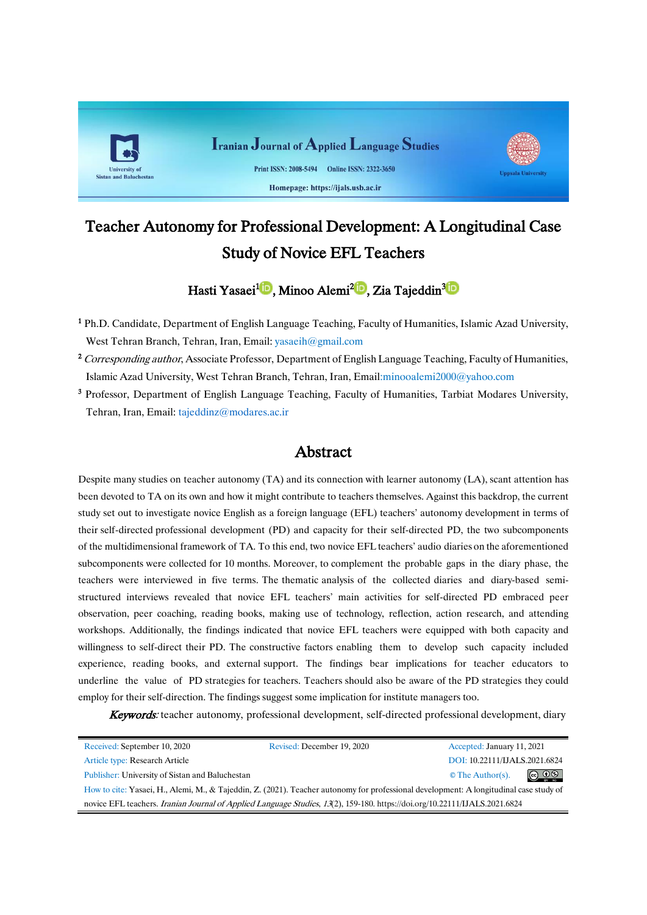Iranian Journal of Applied Language Studies

Print ISSN: 2008-5494 Online ISSN: 2322-3650

Homepage: https://ijals.usb.ac.ir

# Teacher Autonomy for Professional Development: A Longitudinal Case Study of Novice EFL Teachers

**Hasti Yasaei[1], Minoo Alemi[2], Zia Tajeddin[3]**

[1] Ph.D. Candidate, Department of English Language Teaching, Faculty of Humanities, Islamic Azad University, West Tehran Branch, Tehran, Iran, Email: yasaeih@gmail.com

[2] *Corresponding author*, Associate Professor, Department of English Language Teaching, Faculty of Humanities, Islamic Azad University, West Tehran Branch, Tehran, Iran, Email:minooalemi2000@yahoo.com

[3] Professor, Department of English Language Teaching, Faculty of Humanities, Tarbiat Modares University, Tehran, Iran, Email: tajeddinz@modares.ac.ir

## Abstract

Despite many studies on teacher autonomy (TA) and its connection with learner autonomy (LA), scant attention has been devoted to TA on its own and how it might contribute to teachers themselves. Against this backdrop, the current study set out to investigate novice English as a foreign language (EFL) teachers' autonomy development in terms of their self-directed professional development (PD) and capacity for their self-directed PD, the two subcomponents of the multidimensional framework of TA. To this end, two novice EFL teachers' audio diaries on the aforementioned subcomponents were collected for 10 months. Moreover, to complement the probable gaps in the diary phase, the teachers were interviewed in five terms. The thematic analysis of the collected diaries and diary-based semi-structured interviews revealed that novice EFL teachers' main activities for self-directed PD embraced peer observation, peer coaching, reading books, making use of technology, reflection, action research, and attending workshops. Additionally, the findings indicated that novice EFL teachers were equipped with both capacity and willingness to self-direct their PD. The constructive factors enabling them to develop such capacity included experience, reading books, and external support. The findings bear implications for teacher educators to underline the value of PD strategies for teachers. Teachers should also be aware of the PD strategies they could employ for their self-direction. The findings suggest some implication for institute managers too.

***Keywords:*** teacher autonomy, professional development, self-directed professional development, diary

---

Received: September 10, 2020 | Revised: December 19, 2020 | Accepted: January 11, 2021

Article type: Research Article | DOI: 10.22111/IJALS.2021.6824

Publisher: University of Sistan and Baluchestan | © The Author(s).

How to cite: Yasaei, H., Alemi, M., & Tajeddin, Z. (2021). Teacher autonomy for professional development: A longitudinal case study of novice EFL teachers. *Iranian Journal of Applied Language Studies*, *13*(2), 159-180. https://doi.org/10.22111/IJALS.2021.6824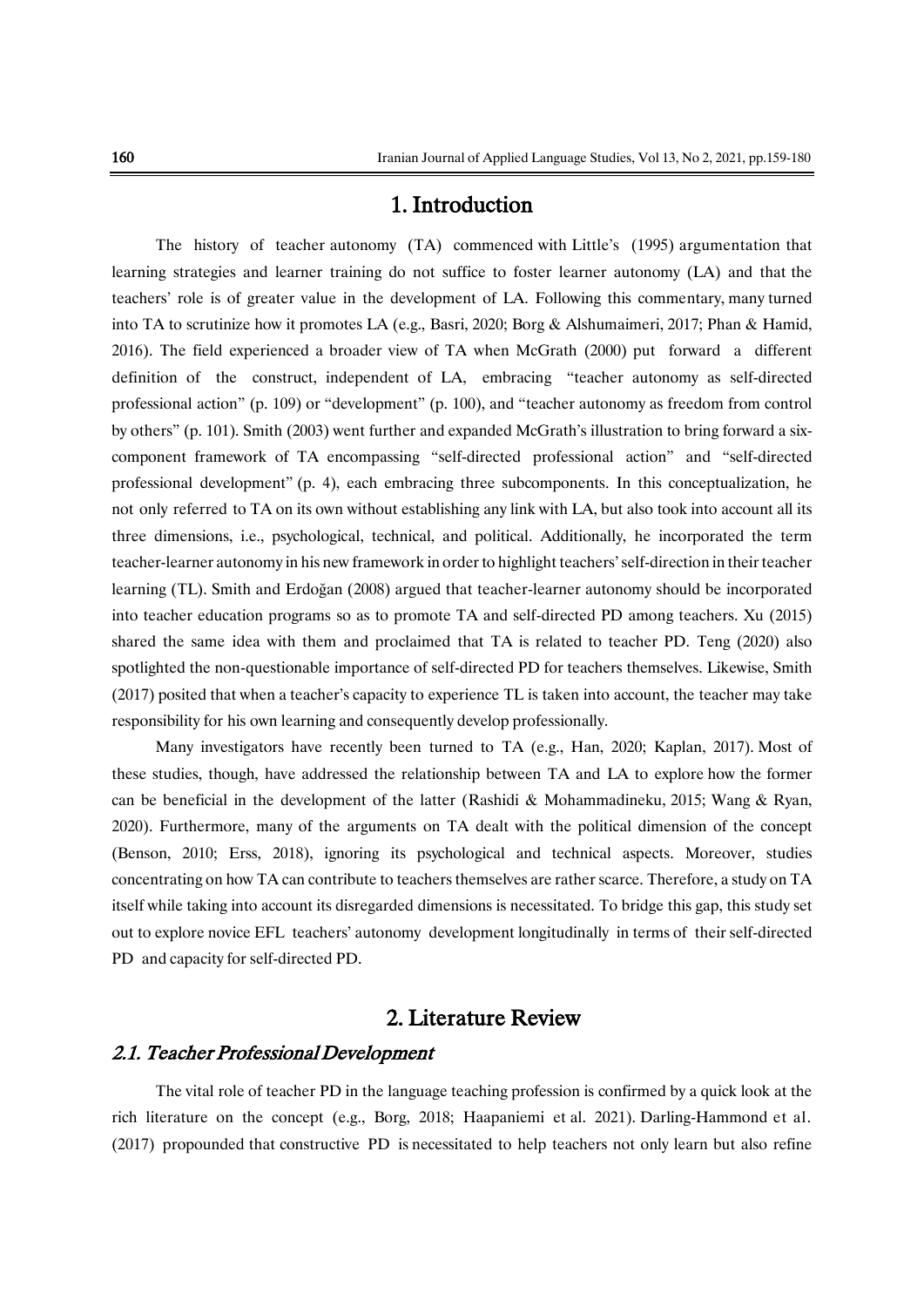# 1. Introduction

The history of teacher autonomy (TA) commenced with Little's (1995) argumentation that learning strategies and learner training do not suffice to foster learner autonomy (LA) and that the teachers' role is of greater value in the development of LA. Following this commentary, many turned into TA to scrutinize how it promotes LA (e.g., Basri, 2020; Borg & Alshumaimeri, 2017; Phan & Hamid, 2016). The field experienced a broader view of TA when McGrath (2000) put forward a different definition of the construct, independent of LA, embracing "teacher autonomy as self-directed professional action" (p. 109) or "development" (p. 100), and "teacher autonomy as freedom from control by others" (p. 101). Smith (2003) went further and expanded McGrath's illustration to bring forward a six-component framework of TA encompassing "self-directed professional action" and "self-directed professional development" (p. 4), each embracing three subcomponents. In this conceptualization, he not only referred to TA on its own without establishing any link with LA, but also took into account all its three dimensions, i.e., psychological, technical, and political. Additionally, he incorporated the term teacher-learner autonomy in his new framework in order to highlight teachers' self-direction in their teacher learning (TL). Smith and Erdoğan (2008) argued that teacher-learner autonomy should be incorporated into teacher education programs so as to promote TA and self-directed PD among teachers. Xu (2015) shared the same idea with them and proclaimed that TA is related to teacher PD. Teng (2020) also spotlighted the non-questionable importance of self-directed PD for teachers themselves. Likewise, Smith (2017) posited that when a teacher's capacity to experience TL is taken into account, the teacher may take responsibility for his own learning and consequently develop professionally.

Many investigators have recently been turned to TA (e.g., Han, 2020; Kaplan, 2017). Most of these studies, though, have addressed the relationship between TA and LA to explore how the former can be beneficial in the development of the latter (Rashidi & Mohammadineku, 2015; Wang & Ryan, 2020). Furthermore, many of the arguments on TA dealt with the political dimension of the concept (Benson, 2010; Erss, 2018), ignoring its psychological and technical aspects. Moreover, studies concentrating on how TA can contribute to teachers themselves are rather scarce. Therefore, a study on TA itself while taking into account its disregarded dimensions is necessitated. To bridge this gap, this study set out to explore novice EFL teachers' autonomy development longitudinally in terms of their self-directed PD and capacity for self-directed PD.

# 2. Literature Review

## 2.1. Teacher Professional Development

The vital role of teacher PD in the language teaching profession is confirmed by a quick look at the rich literature on the concept (e.g., Borg, 2018; Haapaniemi et al. 2021). Darling-Hammond et al. (2017) propounded that constructive PD is necessitated to help teachers not only learn but also refine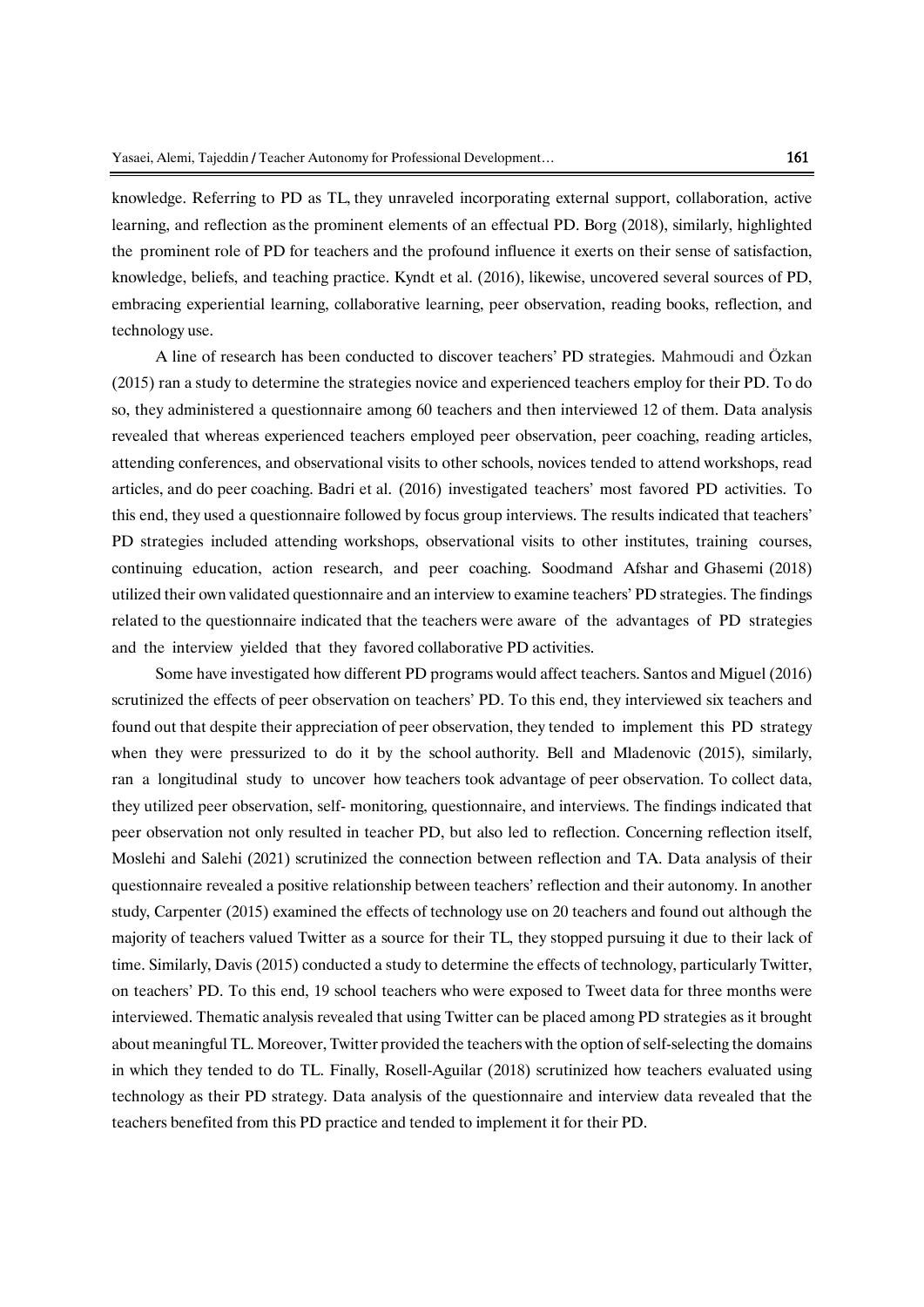knowledge. Referring to PD as TL, they unraveled incorporating external support, collaboration, active learning, and reflection as the prominent elements of an effectual PD. Borg (2018), similarly, highlighted the prominent role of PD for teachers and the profound influence it exerts on their sense of satisfaction, knowledge, beliefs, and teaching practice. Kyndt et al. (2016), likewise, uncovered several sources of PD, embracing experiential learning, collaborative learning, peer observation, reading books, reflection, and technology use.

A line of research has been conducted to discover teachers' PD strategies. Mahmoudi and Özkan (2015) ran a study to determine the strategies novice and experienced teachers employ for their PD. To do so, they administered a questionnaire among 60 teachers and then interviewed 12 of them. Data analysis revealed that whereas experienced teachers employed peer observation, peer coaching, reading articles, attending conferences, and observational visits to other schools, novices tended to attend workshops, read articles, and do peer coaching. Badri et al. (2016) investigated teachers' most favored PD activities. To this end, they used a questionnaire followed by focus group interviews. The results indicated that teachers' PD strategies included attending workshops, observational visits to other institutes, training courses, continuing education, action research, and peer coaching. Soodmand Afshar and Ghasemi (2018) utilized their own validated questionnaire and an interview to examine teachers' PD strategies. The findings related to the questionnaire indicated that the teachers were aware of the advantages of PD strategies and the interview yielded that they favored collaborative PD activities.

Some have investigated how different PD programs would affect teachers. Santos and Miguel (2016) scrutinized the effects of peer observation on teachers' PD. To this end, they interviewed six teachers and found out that despite their appreciation of peer observation, they tended to implement this PD strategy when they were pressurized to do it by the school authority. Bell and Mladenovic (2015), similarly, ran a longitudinal study to uncover how teachers took advantage of peer observation. To collect data, they utilized peer observation, self- monitoring, questionnaire, and interviews. The findings indicated that peer observation not only resulted in teacher PD, but also led to reflection. Concerning reflection itself, Moslehi and Salehi (2021) scrutinized the connection between reflection and TA. Data analysis of their questionnaire revealed a positive relationship between teachers' reflection and their autonomy. In another study, Carpenter (2015) examined the effects of technology use on 20 teachers and found out although the majority of teachers valued Twitter as a source for their TL, they stopped pursuing it due to their lack of time. Similarly, Davis (2015) conducted a study to determine the effects of technology, particularly Twitter, on teachers' PD. To this end, 19 school teachers who were exposed to Tweet data for three months were interviewed. Thematic analysis revealed that using Twitter can be placed among PD strategies as it brought about meaningful TL. Moreover, Twitter provided the teachers with the option of self-selecting the domains in which they tended to do TL. Finally, Rosell-Aguilar (2018) scrutinized how teachers evaluated using technology as their PD strategy. Data analysis of the questionnaire and interview data revealed that the teachers benefited from this PD practice and tended to implement it for their PD.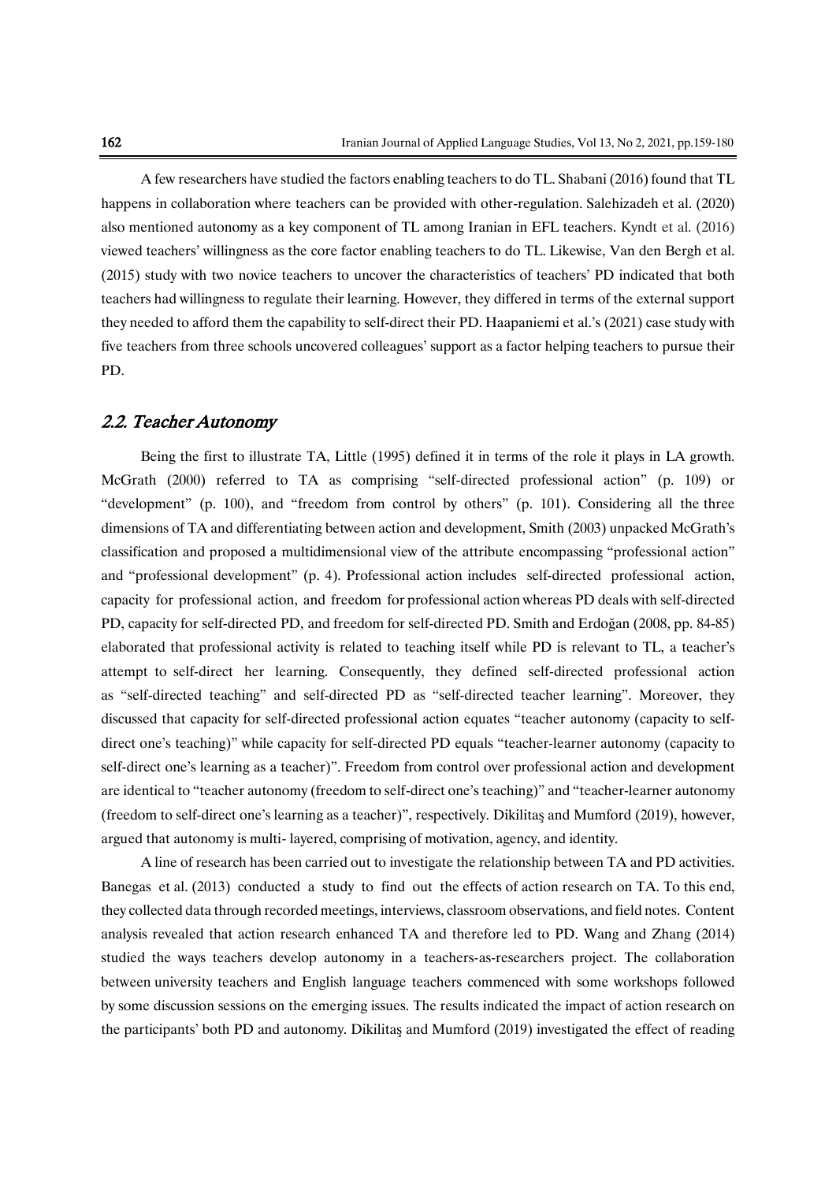A few researchers have studied the factors enabling teachers to do TL. Shabani (2016) found that TL happens in collaboration where teachers can be provided with other-regulation. Salehizadeh et al. (2020) also mentioned autonomy as a key component of TL among Iranian in EFL teachers. Kyndt et al. (2016) viewed teachers' willingness as the core factor enabling teachers to do TL. Likewise, Van den Bergh et al. (2015) study with two novice teachers to uncover the characteristics of teachers' PD indicated that both teachers had willingness to regulate their learning. However, they differed in terms of the external support they needed to afford them the capability to self-direct their PD. Haapaniemi et al.'s (2021) case study with five teachers from three schools uncovered colleagues' support as a factor helping teachers to pursue their PD.

## *2.2. Teacher Autonomy*

Being the first to illustrate TA, Little (1995) defined it in terms of the role it plays in LA growth. McGrath (2000) referred to TA as comprising "self-directed professional action" (p. 109) or "development" (p. 100), and "freedom from control by others" (p. 101). Considering all the three dimensions of TA and differentiating between action and development, Smith (2003) unpacked McGrath's classification and proposed a multidimensional view of the attribute encompassing "professional action" and "professional development" (p. 4). Professional action includes self-directed professional action, capacity for professional action, and freedom for professional action whereas PD deals with self-directed PD, capacity for self-directed PD, and freedom for self-directed PD. Smith and Erdoğan (2008, pp. 84-85) elaborated that professional activity is related to teaching itself while PD is relevant to TL, a teacher's attempt to self-direct her learning. Consequently, they defined self-directed professional action as "self-directed teaching" and self-directed PD as "self-directed teacher learning". Moreover, they discussed that capacity for self-directed professional action equates "teacher autonomy (capacity to self-direct one's teaching)" while capacity for self-directed PD equals "teacher-learner autonomy (capacity to self-direct one's learning as a teacher)". Freedom from control over professional action and development are identical to "teacher autonomy (freedom to self-direct one's teaching)" and "teacher-learner autonomy (freedom to self-direct one's learning as a teacher)", respectively. Dikilitaş and Mumford (2019), however, argued that autonomy is multi- layered, comprising of motivation, agency, and identity.

A line of research has been carried out to investigate the relationship between TA and PD activities. Banegas et al. (2013) conducted a study to find out the effects of action research on TA. To this end, they collected data through recorded meetings, interviews, classroom observations, and field notes. Content analysis revealed that action research enhanced TA and therefore led to PD. Wang and Zhang (2014) studied the ways teachers develop autonomy in a teachers-as-researchers project. The collaboration between university teachers and English language teachers commenced with some workshops followed by some discussion sessions on the emerging issues. The results indicated the impact of action research on the participants' both PD and autonomy. Dikilitaş and Mumford (2019) investigated the effect of reading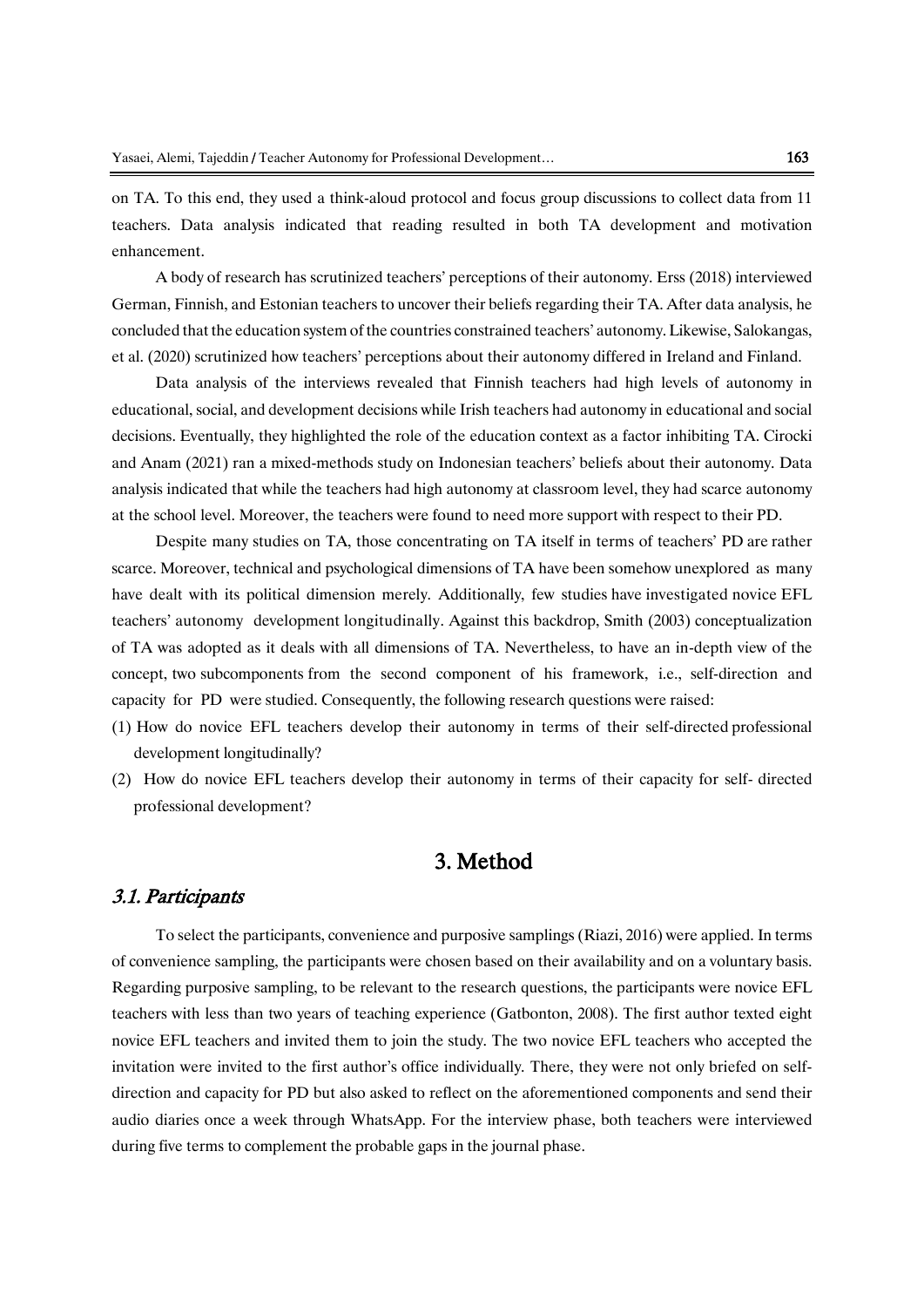on TA. To this end, they used a think-aloud protocol and focus group discussions to collect data from 11 teachers. Data analysis indicated that reading resulted in both TA development and motivation enhancement.

A body of research has scrutinized teachers' perceptions of their autonomy. Erss (2018) interviewed German, Finnish, and Estonian teachers to uncover their beliefs regarding their TA. After data analysis, he concluded that the education system of the countries constrained teachers' autonomy. Likewise, Salokangas, et al. (2020) scrutinized how teachers' perceptions about their autonomy differed in Ireland and Finland.

Data analysis of the interviews revealed that Finnish teachers had high levels of autonomy in educational, social, and development decisions while Irish teachers had autonomy in educational and social decisions. Eventually, they highlighted the role of the education context as a factor inhibiting TA. Cirocki and Anam (2021) ran a mixed-methods study on Indonesian teachers' beliefs about their autonomy. Data analysis indicated that while the teachers had high autonomy at classroom level, they had scarce autonomy at the school level. Moreover, the teachers were found to need more support with respect to their PD.

Despite many studies on TA, those concentrating on TA itself in terms of teachers' PD are rather scarce. Moreover, technical and psychological dimensions of TA have been somehow unexplored as many have dealt with its political dimension merely. Additionally, few studies have investigated novice EFL teachers' autonomy development longitudinally. Against this backdrop, Smith (2003) conceptualization of TA was adopted as it deals with all dimensions of TA. Nevertheless, to have an in-depth view of the concept, two subcomponents from the second component of his framework, i.e., self-direction and capacity for PD were studied. Consequently, the following research questions were raised:

(1) How do novice EFL teachers develop their autonomy in terms of their self-directed professional development longitudinally?

(2) How do novice EFL teachers develop their autonomy in terms of their capacity for self- directed professional development?

# 3. Method

## *3.1. Participants*

To select the participants, convenience and purposive samplings (Riazi, 2016) were applied. In terms of convenience sampling, the participants were chosen based on their availability and on a voluntary basis. Regarding purposive sampling, to be relevant to the research questions, the participants were novice EFL teachers with less than two years of teaching experience (Gatbonton, 2008). The first author texted eight novice EFL teachers and invited them to join the study. The two novice EFL teachers who accepted the invitation were invited to the first author's office individually. There, they were not only briefed on self-direction and capacity for PD but also asked to reflect on the aforementioned components and send their audio diaries once a week through WhatsApp. For the interview phase, both teachers were interviewed during five terms to complement the probable gaps in the journal phase.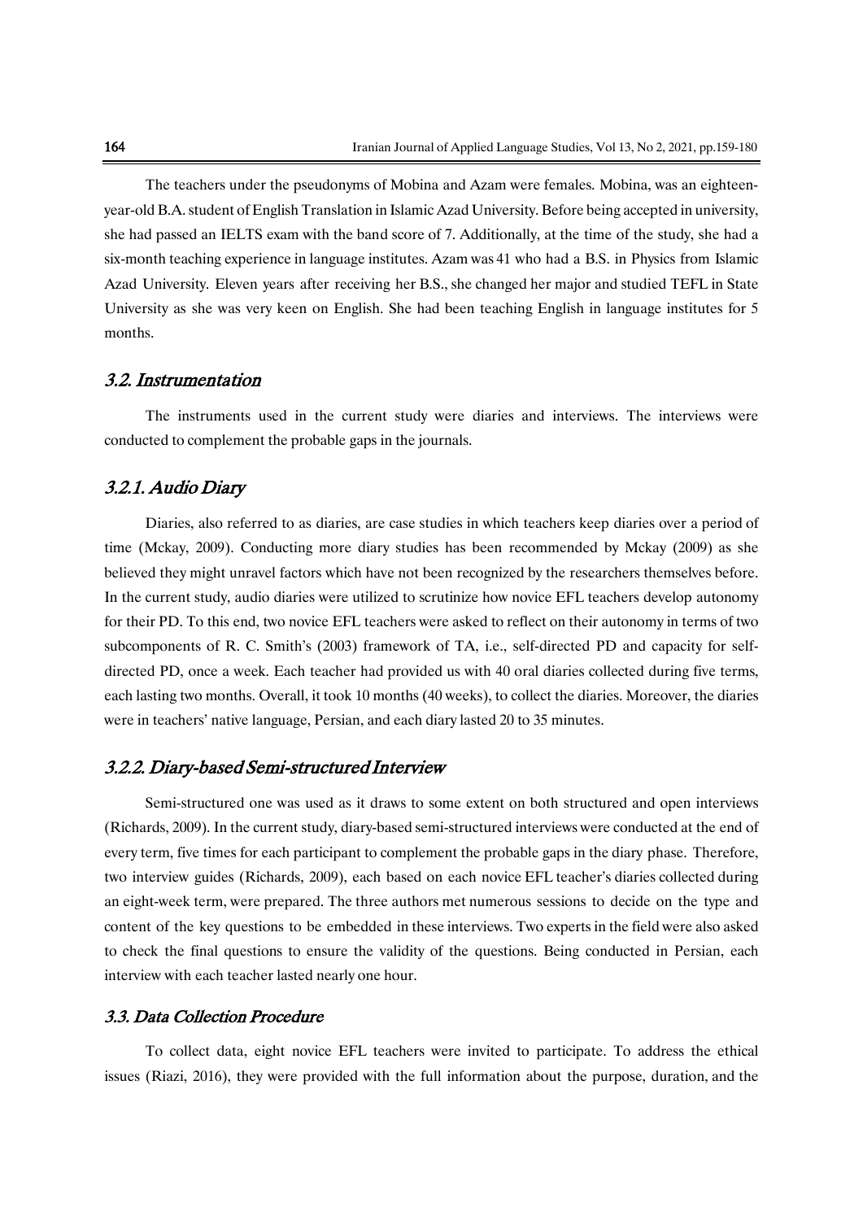The teachers under the pseudonyms of Mobina and Azam were females. Mobina, was an eighteen-year-old B.A. student of English Translation in Islamic Azad University. Before being accepted in university, she had passed an IELTS exam with the band score of 7. Additionally, at the time of the study, she had a six-month teaching experience in language institutes. Azam was 41 who had a B.S. in Physics from Islamic Azad University. Eleven years after receiving her B.S., she changed her major and studied TEFL in State University as she was very keen on English. She had been teaching English in language institutes for 5 months.

### *3.2. Instrumentation*

The instruments used in the current study were diaries and interviews. The interviews were conducted to complement the probable gaps in the journals.

#### *3.2.1. Audio Diary*

Diaries, also referred to as diaries, are case studies in which teachers keep diaries over a period of time (Mckay, 2009). Conducting more diary studies has been recommended by Mckay (2009) as she believed they might unravel factors which have not been recognized by the researchers themselves before. In the current study, audio diaries were utilized to scrutinize how novice EFL teachers develop autonomy for their PD. To this end, two novice EFL teachers were asked to reflect on their autonomy in terms of two subcomponents of R. C. Smith's (2003) framework of TA, i.e., self-directed PD and capacity for self-directed PD, once a week. Each teacher had provided us with 40 oral diaries collected during five terms, each lasting two months. Overall, it took 10 months (40 weeks), to collect the diaries. Moreover, the diaries were in teachers' native language, Persian, and each diary lasted 20 to 35 minutes.

#### *3.2.2. Diary-based Semi-structured Interview*

Semi-structured one was used as it draws to some extent on both structured and open interviews (Richards, 2009). In the current study, diary-based semi-structured interviews were conducted at the end of every term, five times for each participant to complement the probable gaps in the diary phase. Therefore, two interview guides (Richards, 2009), each based on each novice EFL teacher's diaries collected during an eight-week term, were prepared. The three authors met numerous sessions to decide on the type and content of the key questions to be embedded in these interviews. Two experts in the field were also asked to check the final questions to ensure the validity of the questions. Being conducted in Persian, each interview with each teacher lasted nearly one hour.

### *3.3. Data Collection Procedure*

To collect data, eight novice EFL teachers were invited to participate. To address the ethical issues (Riazi, 2016), they were provided with the full information about the purpose, duration, and the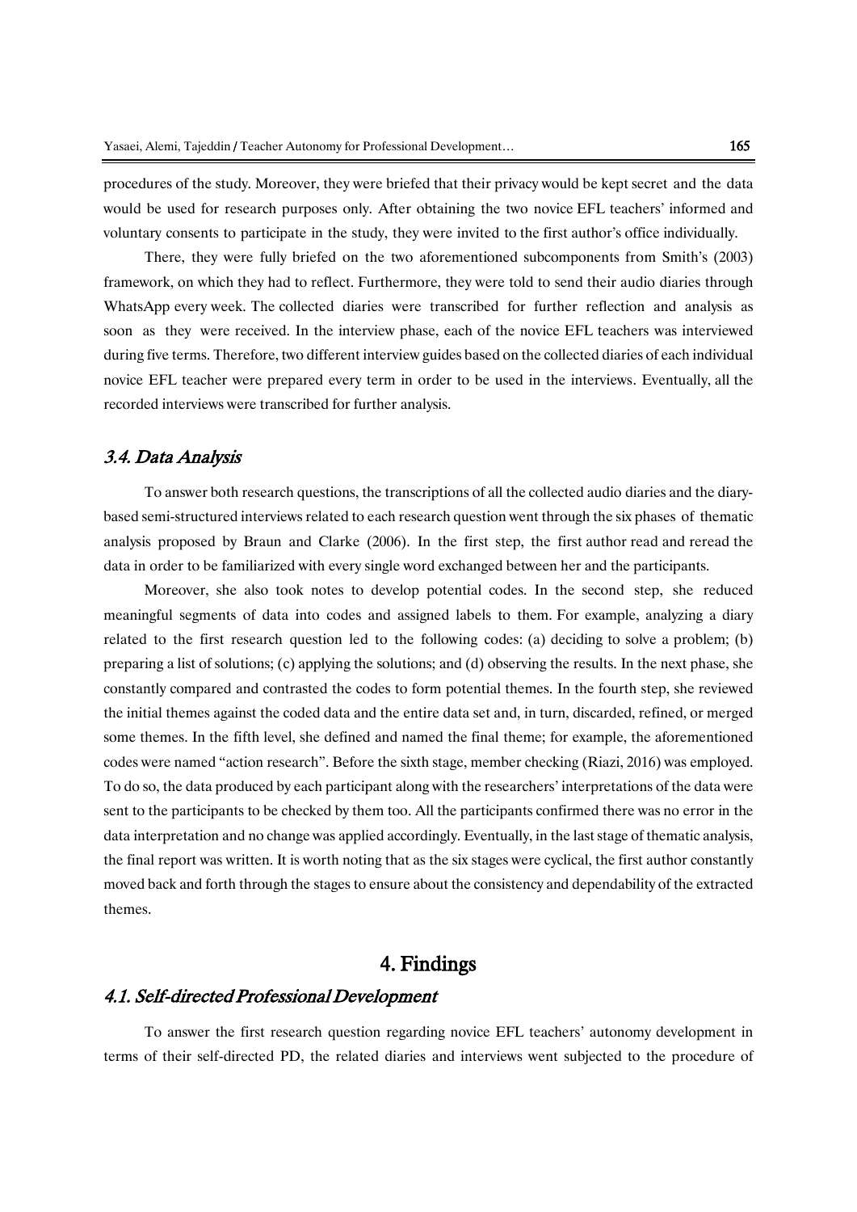procedures of the study. Moreover, they were briefed that their privacy would be kept secret and the data would be used for research purposes only. After obtaining the two novice EFL teachers' informed and voluntary consents to participate in the study, they were invited to the first author's office individually.

There, they were fully briefed on the two aforementioned subcomponents from Smith's (2003) framework, on which they had to reflect. Furthermore, they were told to send their audio diaries through WhatsApp every week. The collected diaries were transcribed for further reflection and analysis as soon as they were received. In the interview phase, each of the novice EFL teachers was interviewed during five terms. Therefore, two different interview guides based on the collected diaries of each individual novice EFL teacher were prepared every term in order to be used in the interviews. Eventually, all the recorded interviews were transcribed for further analysis.

### *3.4. Data Analysis*

To answer both research questions, the transcriptions of all the collected audio diaries and the diary-based semi-structured interviews related to each research question went through the six phases of thematic analysis proposed by Braun and Clarke (2006). In the first step, the first author read and reread the data in order to be familiarized with every single word exchanged between her and the participants.

Moreover, she also took notes to develop potential codes. In the second step, she reduced meaningful segments of data into codes and assigned labels to them. For example, analyzing a diary related to the first research question led to the following codes: (a) deciding to solve a problem; (b) preparing a list of solutions; (c) applying the solutions; and (d) observing the results. In the next phase, she constantly compared and contrasted the codes to form potential themes. In the fourth step, she reviewed the initial themes against the coded data and the entire data set and, in turn, discarded, refined, or merged some themes. In the fifth level, she defined and named the final theme; for example, the aforementioned codes were named "action research". Before the sixth stage, member checking (Riazi, 2016) was employed. To do so, the data produced by each participant along with the researchers' interpretations of the data were sent to the participants to be checked by them too. All the participants confirmed there was no error in the data interpretation and no change was applied accordingly. Eventually, in the last stage of thematic analysis, the final report was written. It is worth noting that as the six stages were cyclical, the first author constantly moved back and forth through the stages to ensure about the consistency and dependability of the extracted themes.

## 4. Findings

### *4.1. Self-directed Professional Development*

To answer the first research question regarding novice EFL teachers' autonomy development in terms of their self-directed PD, the related diaries and interviews went subjected to the procedure of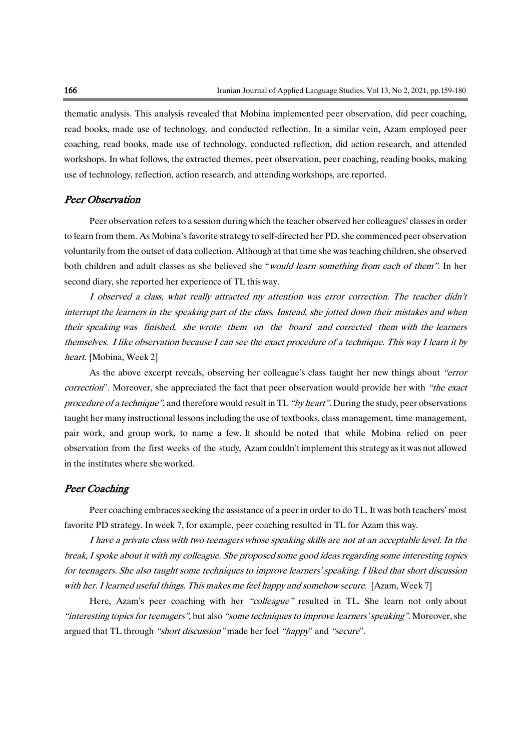thematic analysis. This analysis revealed that Mobina implemented peer observation, did peer coaching, read books, made use of technology, and conducted reflection. In a similar vein, Azam employed peer coaching, read books, made use of technology, conducted reflection, did action research, and attended workshops. In what follows, the extracted themes, peer observation, peer coaching, reading books, making use of technology, reflection, action research, and attending workshops, are reported.

## *Peer Observation*

Peer observation refers to a session during which the teacher observed her colleagues' classes in order to learn from them. As Mobina's favorite strategy to self-directed her PD, she commenced peer observation voluntarily from the outset of data collection. Although at that time she was teaching children, she observed both children and adult classes as she believed she "*would learn something from each of them*". In her second diary, she reported her experience of TL this way.

*I observed a class, what really attracted my attention was error correction. The teacher didn't interrupt the learners in the speaking part of the class. Instead, she jotted down their mistakes and when their speaking was finished, she wrote them on the board and corrected them with the learners themselves. I like observation because I can see the exact procedure of a technique. This way I learn it by heart.* [Mobina, Week 2]

As the above excerpt reveals, observing her colleague's class taught her new things about *"error correction*". Moreover, she appreciated the fact that peer observation would provide her with *"the exact procedure of a technique",* and therefore would result in TL *"by heart".* During the study, peer observations taught her many instructional lessons including the use of textbooks, class management, time management, pair work, and group work, to name a few. It should be noted that while Mobina relied on peer observation from the first weeks of the study, Azam couldn't implement this strategy as it was not allowed in the institutes where she worked.

## *Peer Coaching*

Peer coaching embraces seeking the assistance of a peer in order to do TL. It was both teachers' most favorite PD strategy. In week 7, for example, peer coaching resulted in TL for Azam this way.

*I have a private class with two teenagers whose speaking skills are not at an acceptable level. In the break, I spoke about it with my colleague. She proposed some good ideas regarding some interesting topics for teenagers. She also taught some techniques to improve learners' speaking. I liked that short discussion with her. I learned useful things. This makes me feel happy and somehow secure.* [Azam, Week 7]

Here, Azam's peer coaching with her *"colleague"* resulted in TL. She learn not only about *"interesting topics for teenagers",* but also *"some techniques to improve learners' speaking".* Moreover, she argued that TL through *"short discussion"* made her feel *"happy*" and *"secure*".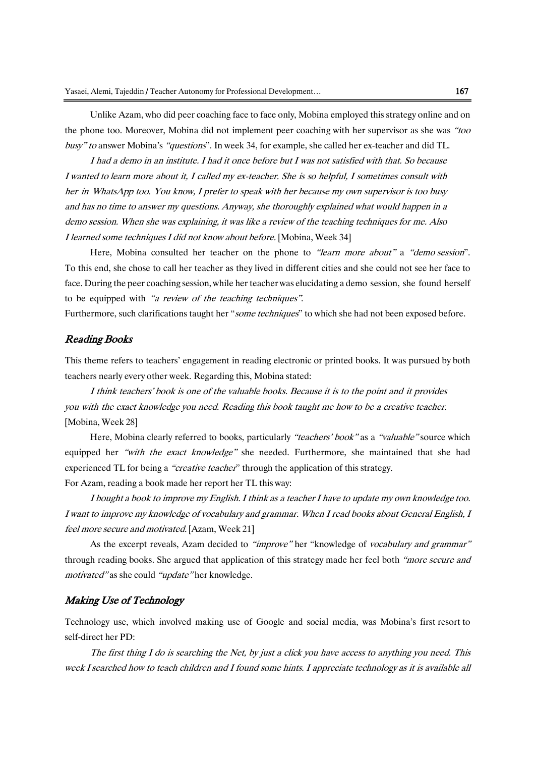Unlike Azam, who did peer coaching face to face only, Mobina employed this strategy online and on the phone too. Moreover, Mobina did not implement peer coaching with her supervisor as she was *"too busy" to* answer Mobina's *"questions*". In week 34, for example, she called her ex-teacher and did TL.

*I had a demo in an institute. I had it once before but I was not satisfied with that. So because I wanted to learn more about it, I called my ex-teacher. She is so helpful, I sometimes consult with her in WhatsApp too. You know, I prefer to speak with her because my own supervisor is too busy and has no time to answer my questions. Anyway, she thoroughly explained what would happen in a demo session. When she was explaining, it was like a review of the teaching techniques for me. Also I learned some techniques I did not know about before.* [Mobina, Week 34]

Here, Mobina consulted her teacher on the phone to *"learn more about"* a *"demo session*". To this end, she chose to call her teacher as they lived in different cities and she could not see her face to face. During the peer coaching session, while her teacher was elucidating a demo session, she found herself to be equipped with *"a review of the teaching techniques".*
Furthermore, such clarifications taught her "*some techniques*" to which she had not been exposed before.

## *Reading Books*

This theme refers to teachers' engagement in reading electronic or printed books. It was pursued by both teachers nearly every other week. Regarding this, Mobina stated:

*I think teachers' book is one of the valuable books. Because it is to the point and it provides you with the exact knowledge you need. Reading this book taught me how to be a creative teacher.* [Mobina, Week 28]

Here, Mobina clearly referred to books, particularly *"teachers' book"* as a *"valuable"* source which equipped her *"with the exact knowledge"* she needed. Furthermore, she maintained that she had experienced TL for being a *"creative teacher*" through the application of this strategy.
For Azam, reading a book made her report her TL this way:

*I bought a book to improve my English. I think as a teacher I have to update my own knowledge too. I want to improve my knowledge of vocabulary and grammar. When I read books about General English, I feel more secure and motivated.* [Azam, Week 21]

As the excerpt reveals, Azam decided to *"improve"* her "knowledge of *vocabulary and grammar"* through reading books. She argued that application of this strategy made her feel both *"more secure and motivated"* as she could *"update"* her knowledge.

## *Making Use of Technology*

Technology use, which involved making use of Google and social media, was Mobina's first resort to self-direct her PD:

*The first thing I do is searching the Net, by just a click you have access to anything you need. This week I searched how to teach children and I found some hints. I appreciate technology as it is available all*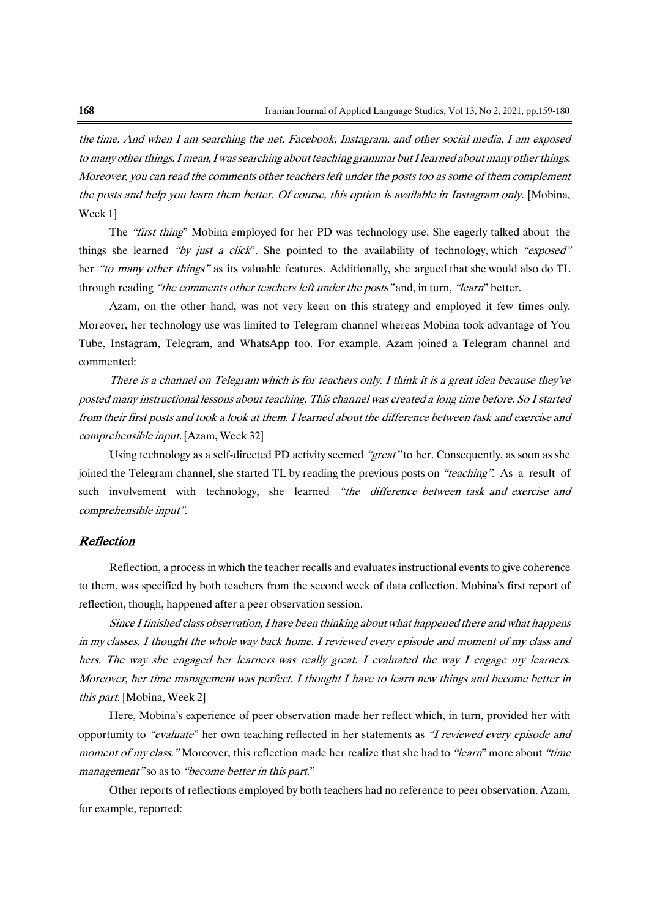*the time. And when I am searching the net, Facebook, Instagram, and other social media, I am exposed to many other things. I mean, I was searching about teaching grammar but I learned about many other things. Moreover, you can read the comments other teachers left under the posts too as some of them complement the posts and help you learn them better. Of course, this option is available in Instagram only.* [Mobina, Week 1]

The *"first thing*" Mobina employed for her PD was technology use. She eagerly talked about the things she learned *"by just a click*". She pointed to the availability of technology, which *"exposed"* her *"to many other things"* as its valuable features. Additionally, she argued that she would also do TL through reading *"the comments other teachers left under the posts"* and, in turn, *"learn*" better.

Azam, on the other hand, was not very keen on this strategy and employed it few times only. Moreover, her technology use was limited to Telegram channel whereas Mobina took advantage of You Tube, Instagram, Telegram, and WhatsApp too. For example, Azam joined a Telegram channel and commented:

*There is a channel on Telegram which is for teachers only. I think it is a great idea because they've posted many instructional lessons about teaching. This channel was created a long time before. So I started from their first posts and took a look at them. I learned about the difference between task and exercise and comprehensible input.* [Azam, Week 32]

Using technology as a self-directed PD activity seemed *"great"* to her. Consequently, as soon as she joined the Telegram channel, she started TL by reading the previous posts on *"teaching"*. As a result of such involvement with technology, she learned *"the difference between task and exercise and comprehensible input"*.

## *Reflection*

Reflection, a process in which the teacher recalls and evaluates instructional events to give coherence to them, was specified by both teachers from the second week of data collection. Mobina's first report of reflection, though, happened after a peer observation session.

*Since I finished class observation, I have been thinking about what happened there and what happens in my classes. I thought the whole way back home. I reviewed every episode and moment of my class and hers. The way she engaged her learners was really great. I evaluated the way I engage my learners. Moreover, her time management was perfect. I thought I have to learn new things and become better in this part.* [Mobina, Week 2]

Here, Mobina's experience of peer observation made her reflect which, in turn, provided her with opportunity to *"evaluate*" her own teaching reflected in her statements as *"I reviewed every episode and moment of my class."* Moreover, this reflection made her realize that she had to *"learn*" more about *"time management"* so as to *"become better in this part.*"

Other reports of reflections employed by both teachers had no reference to peer observation. Azam, for example, reported: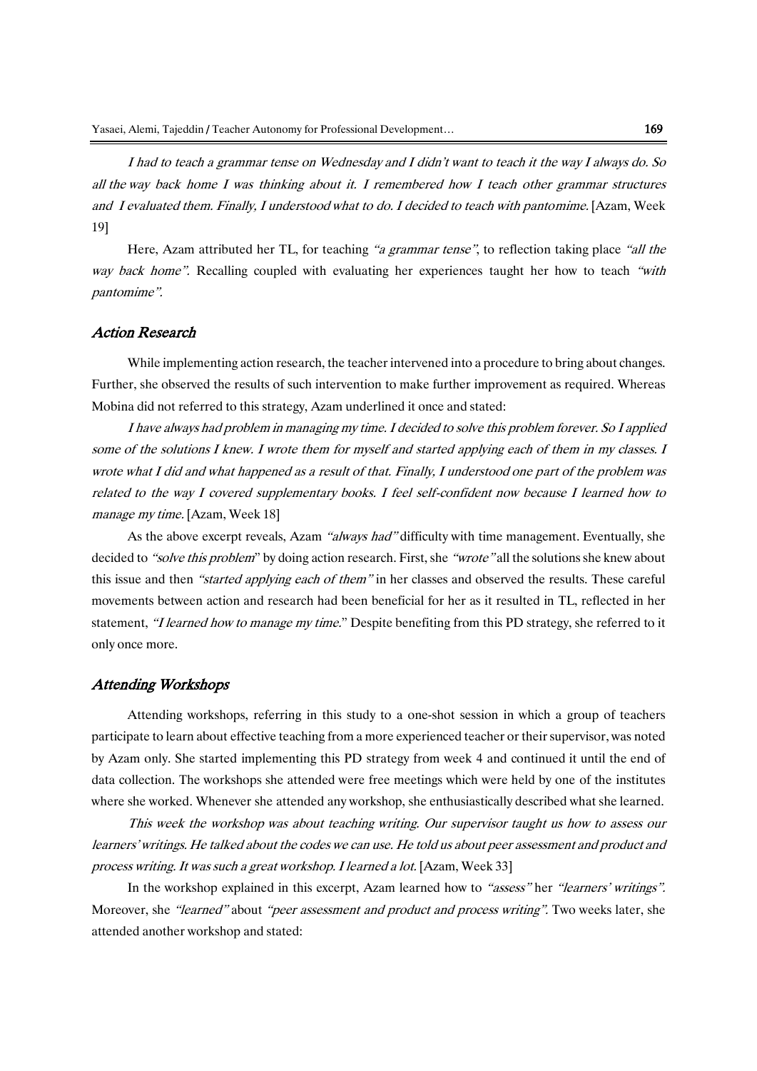*I had to teach a grammar tense on Wednesday and I didn't want to teach it the way I always do. So all the way back home I was thinking about it. I remembered how I teach other grammar structures and I evaluated them. Finally, I understood what to do. I decided to teach with pantomime.* [Azam, Week 19]

Here, Azam attributed her TL, for teaching *"a grammar tense"*, to reflection taking place *"all the way back home"*. Recalling coupled with evaluating her experiences taught her how to teach *"with pantomime"*.

### *Action Research*

While implementing action research, the teacher intervened into a procedure to bring about changes. Further, she observed the results of such intervention to make further improvement as required. Whereas Mobina did not referred to this strategy, Azam underlined it once and stated:

*I have always had problem in managing my time. I decided to solve this problem forever. So I applied some of the solutions I knew. I wrote them for myself and started applying each of them in my classes. I wrote what I did and what happened as a result of that. Finally, I understood one part of the problem was related to the way I covered supplementary books. I feel self-confident now because I learned how to manage my time.* [Azam, Week 18]

As the above excerpt reveals, Azam *"always had"* difficulty with time management. Eventually, she decided to *"solve this problem"* by doing action research. First, she *"wrote"* all the solutions she knew about this issue and then *"started applying each of them"* in her classes and observed the results. These careful movements between action and research had been beneficial for her as it resulted in TL, reflected in her statement, *"I learned how to manage my time."* Despite benefiting from this PD strategy, she referred to it only once more.

### *Attending Workshops*

Attending workshops, referring in this study to a one-shot session in which a group of teachers participate to learn about effective teaching from a more experienced teacher or their supervisor, was noted by Azam only. She started implementing this PD strategy from week 4 and continued it until the end of data collection. The workshops she attended were free meetings which were held by one of the institutes where she worked. Whenever she attended any workshop, she enthusiastically described what she learned.

*This week the workshop was about teaching writing. Our supervisor taught us how to assess our learners' writings. He talked about the codes we can use. He told us about peer assessment and product and process writing. It was such a great workshop. I learned a lot.* [Azam, Week 33]

In the workshop explained in this excerpt, Azam learned how to *"assess"* her *"learners' writings"*. Moreover, she *"learned"* about *"peer assessment and product and process writing"*. Two weeks later, she attended another workshop and stated: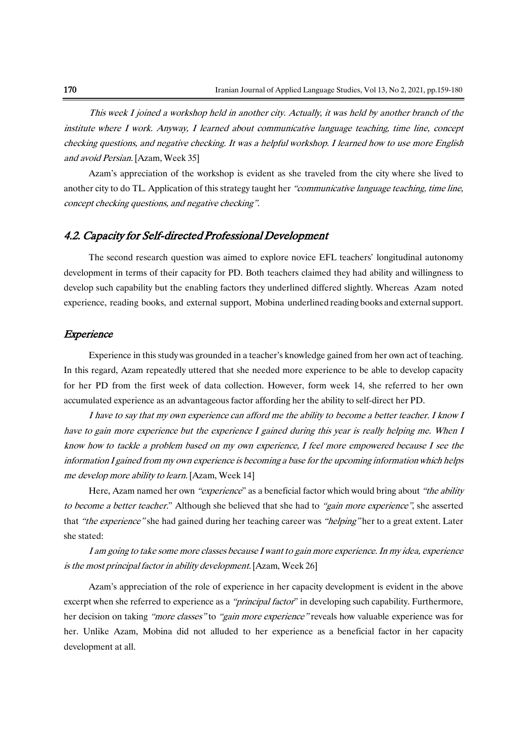*This week I joined a workshop held in another city. Actually, it was held by another branch of the institute where I work. Anyway, I learned about communicative language teaching, time line, concept checking questions, and negative checking. It was a helpful workshop. I learned how to use more English and avoid Persian.* [Azam, Week 35]

Azam's appreciation of the workshop is evident as she traveled from the city where she lived to another city to do TL. Application of this strategy taught her *"communicative language teaching, time line, concept checking questions, and negative checking".*

## *4.2. Capacity for Self-directed Professional Development*

The second research question was aimed to explore novice EFL teachers' longitudinal autonomy development in terms of their capacity for PD. Both teachers claimed they had ability and willingness to develop such capability but the enabling factors they underlined differed slightly. Whereas Azam noted experience, reading books, and external support, Mobina underlined reading books and external support.

### *Experience*

Experience in this study was grounded in a teacher's knowledge gained from her own act of teaching. In this regard, Azam repeatedly uttered that she needed more experience to be able to develop capacity for her PD from the first week of data collection. However, form week 14, she referred to her own accumulated experience as an advantageous factor affording her the ability to self-direct her PD.

*I have to say that my own experience can afford me the ability to become a better teacher. I know I have to gain more experience but the experience I gained during this year is really helping me. When I know how to tackle a problem based on my own experience, I feel more empowered because I see the information I gained from my own experience is becoming a base for the upcoming information which helps me develop more ability to learn.* [Azam, Week 14]

Here, Azam named her own *"experience"* as a beneficial factor which would bring about *"the ability to become a better teacher."* Although she believed that she had to *"gain more experience"*, she asserted that *"the experience"* she had gained during her teaching career was *"helping"* her to a great extent. Later she stated:

*I am going to take some more classes because I want to gain more experience. In my idea, experience is the most principal factor in ability development.* [Azam, Week 26]

Azam's appreciation of the role of experience in her capacity development is evident in the above excerpt when she referred to experience as a *"principal factor"* in developing such capability. Furthermore, her decision on taking *"more classes"* to *"gain more experience"* reveals how valuable experience was for her. Unlike Azam, Mobina did not alluded to her experience as a beneficial factor in her capacity development at all.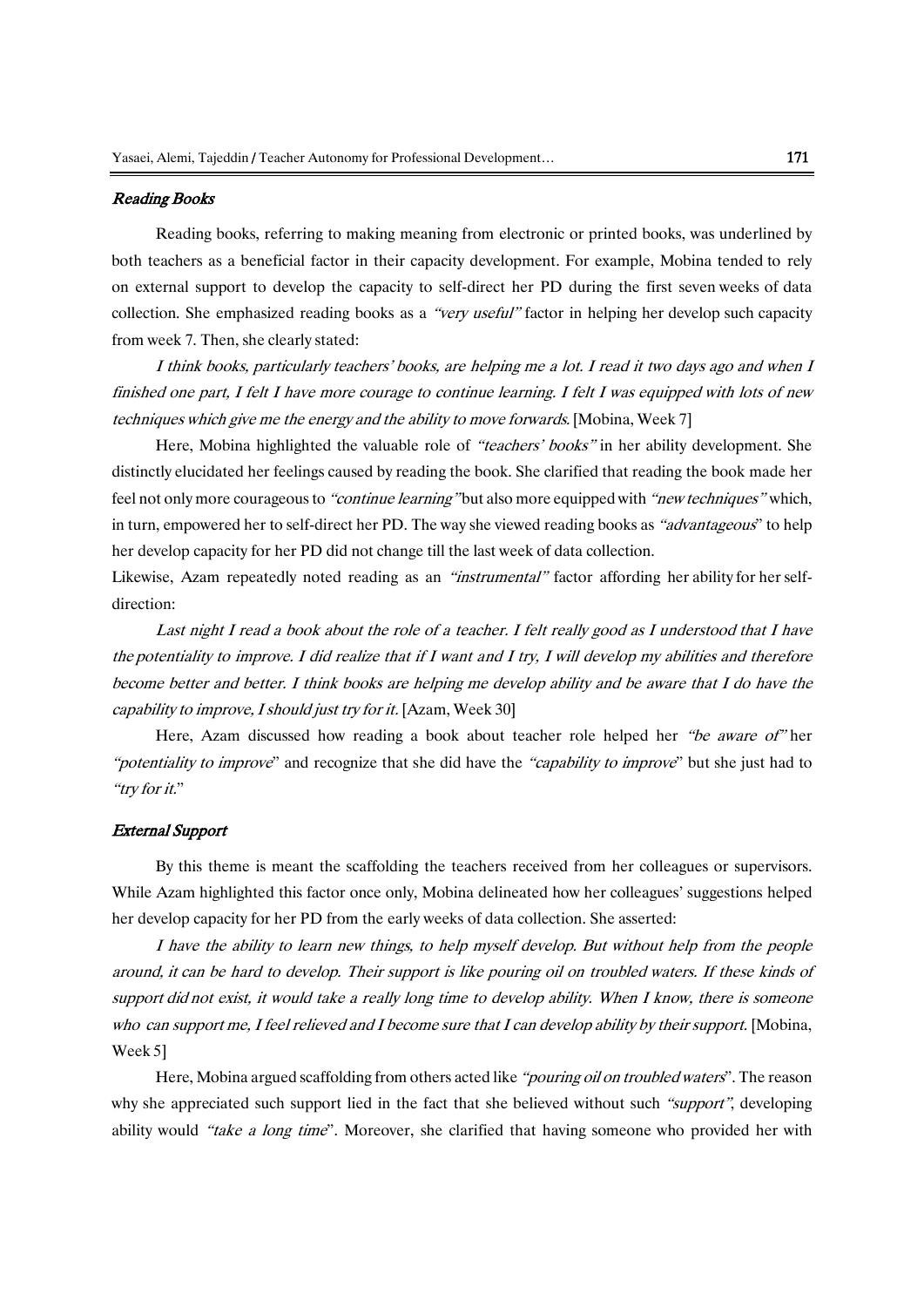#### *Reading Books*

Reading books, referring to making meaning from electronic or printed books, was underlined by both teachers as a beneficial factor in their capacity development. For example, Mobina tended to rely on external support to develop the capacity to self-direct her PD during the first seven weeks of data collection. She emphasized reading books as a *"very useful"* factor in helping her develop such capacity from week 7. Then, she clearly stated:

*I think books, particularly teachers' books, are helping me a lot. I read it two days ago and when I finished one part, I felt I have more courage to continue learning. I felt I was equipped with lots of new techniques which give me the energy and the ability to move forwards.* [Mobina, Week 7]

Here, Mobina highlighted the valuable role of *"teachers' books"* in her ability development. She distinctly elucidated her feelings caused by reading the book. She clarified that reading the book made her feel not only more courageous to *"continue learning"* but also more equipped with *"new techniques"* which, in turn, empowered her to self-direct her PD. The way she viewed reading books as *"advantageous*" to help her develop capacity for her PD did not change till the last week of data collection.

Likewise, Azam repeatedly noted reading as an *"instrumental"* factor affording her ability for her self-direction:

*Last night I read a book about the role of a teacher. I felt really good as I understood that I have the potentiality to improve. I did realize that if I want and I try, I will develop my abilities and therefore become better and better. I think books are helping me develop ability and be aware that I do have the capability to improve, I should just try for it.* [Azam, Week 30]

Here, Azam discussed how reading a book about teacher role helped her *"be aware of"* her *"potentiality to improve*" and recognize that she did have the *"capability to improve*" but she just had to *"try for it.*"

#### *External Support*

By this theme is meant the scaffolding the teachers received from her colleagues or supervisors. While Azam highlighted this factor once only, Mobina delineated how her colleagues' suggestions helped her develop capacity for her PD from the early weeks of data collection. She asserted:

*I have the ability to learn new things, to help myself develop. But without help from the people around, it can be hard to develop. Their support is like pouring oil on troubled waters. If these kinds of support did not exist, it would take a really long time to develop ability. When I know, there is someone who can support me, I feel relieved and I become sure that I can develop ability by their support.* [Mobina, Week 5]

Here, Mobina argued scaffolding from others acted like *"pouring oil on troubled waters*". The reason why she appreciated such support lied in the fact that she believed without such *"support"*, developing ability would *"take a long time*". Moreover, she clarified that having someone who provided her with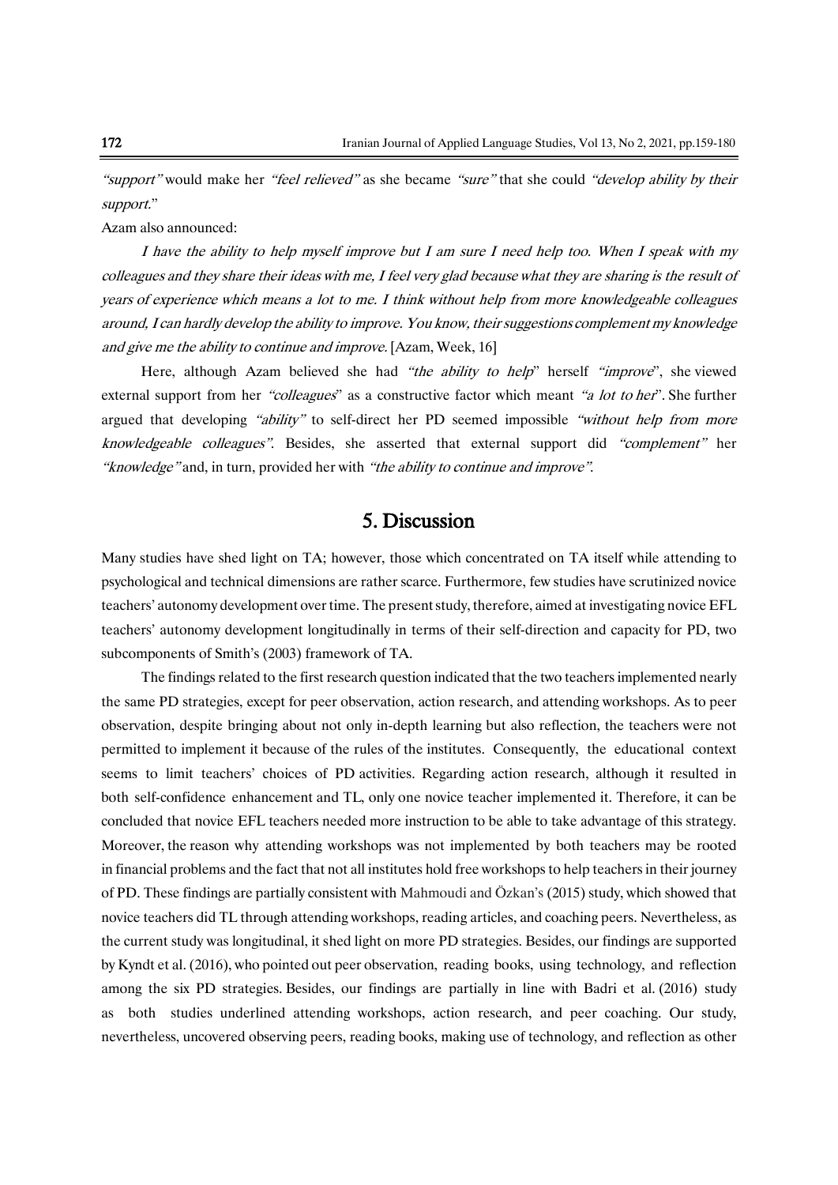*"support"* would make her *"feel relieved"* as she became *"sure"* that she could *"develop ability by their support."*

Azam also announced:

> *I have the ability to help myself improve but I am sure I need help too. When I speak with my colleagues and they share their ideas with me, I feel very glad because what they are sharing is the result of years of experience which means a lot to me. I think without help from more knowledgeable colleagues around, I can hardly develop the ability to improve. You know, their suggestions complement my knowledge and give me the ability to continue and improve.* [Azam, Week, 16]

Here, although Azam believed she had *"the ability to help"* herself *"improve"*, she viewed external support from her *"colleagues"* as a constructive factor which meant *"a lot to her"*. She further argued that developing *"ability"* to self-direct her PD seemed impossible *"without help from more knowledgeable colleagues"*. Besides, she asserted that external support did *"complement"* her *"knowledge"* and, in turn, provided her with *"the ability to continue and improve"*.

## 5. Discussion

Many studies have shed light on TA; however, those which concentrated on TA itself while attending to psychological and technical dimensions are rather scarce. Furthermore, few studies have scrutinized novice teachers' autonomy development over time. The present study, therefore, aimed at investigating novice EFL teachers' autonomy development longitudinally in terms of their self-direction and capacity for PD, two subcomponents of Smith's (2003) framework of TA.

The findings related to the first research question indicated that the two teachers implemented nearly the same PD strategies, except for peer observation, action research, and attending workshops. As to peer observation, despite bringing about not only in-depth learning but also reflection, the teachers were not permitted to implement it because of the rules of the institutes. Consequently, the educational context seems to limit teachers' choices of PD activities. Regarding action research, although it resulted in both self-confidence enhancement and TL, only one novice teacher implemented it. Therefore, it can be concluded that novice EFL teachers needed more instruction to be able to take advantage of this strategy. Moreover, the reason why attending workshops was not implemented by both teachers may be rooted in financial problems and the fact that not all institutes hold free workshops to help teachers in their journey of PD. These findings are partially consistent with Mahmoudi and Özkan's (2015) study, which showed that novice teachers did TL through attending workshops, reading articles, and coaching peers. Nevertheless, as the current study was longitudinal, it shed light on more PD strategies. Besides, our findings are supported by Kyndt et al. (2016), who pointed out peer observation, reading books, using technology, and reflection among the six PD strategies. Besides, our findings are partially in line with Badri et al. (2016) study as both studies underlined attending workshops, action research, and peer coaching. Our study, nevertheless, uncovered observing peers, reading books, making use of technology, and reflection as other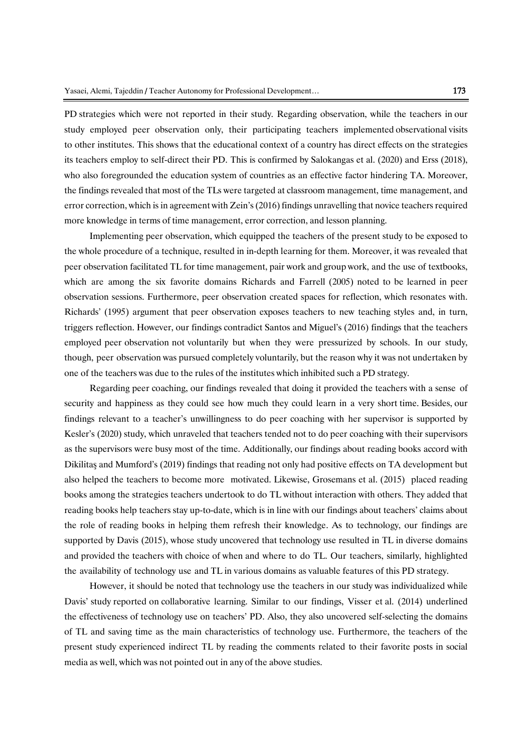PD strategies which were not reported in their study. Regarding observation, while the teachers in our study employed peer observation only, their participating teachers implemented observational visits to other institutes. This shows that the educational context of a country has direct effects on the strategies its teachers employ to self-direct their PD. This is confirmed by Salokangas et al. (2020) and Erss (2018), who also foregrounded the education system of countries as an effective factor hindering TA. Moreover, the findings revealed that most of the TLs were targeted at classroom management, time management, and error correction, which is in agreement with Zein's (2016) findings unravelling that novice teachers required more knowledge in terms of time management, error correction, and lesson planning.

Implementing peer observation, which equipped the teachers of the present study to be exposed to the whole procedure of a technique, resulted in in-depth learning for them. Moreover, it was revealed that peer observation facilitated TL for time management, pair work and group work, and the use of textbooks, which are among the six favorite domains Richards and Farrell (2005) noted to be learned in peer observation sessions. Furthermore, peer observation created spaces for reflection, which resonates with. Richards' (1995) argument that peer observation exposes teachers to new teaching styles and, in turn, triggers reflection. However, our findings contradict Santos and Miguel's (2016) findings that the teachers employed peer observation not voluntarily but when they were pressurized by schools. In our study, though, peer observation was pursued completely voluntarily, but the reason why it was not undertaken by one of the teachers was due to the rules of the institutes which inhibited such a PD strategy.

Regarding peer coaching, our findings revealed that doing it provided the teachers with a sense of security and happiness as they could see how much they could learn in a very short time. Besides, our findings relevant to a teacher's unwillingness to do peer coaching with her supervisor is supported by Kesler's (2020) study, which unraveled that teachers tended not to do peer coaching with their supervisors as the supervisors were busy most of the time. Additionally, our findings about reading books accord with Dikilitaş and Mumford's (2019) findings that reading not only had positive effects on TA development but also helped the teachers to become more motivated. Likewise, Grosemans et al. (2015) placed reading books among the strategies teachers undertook to do TL without interaction with others. They added that reading books help teachers stay up-to-date, which is in line with our findings about teachers' claims about the role of reading books in helping them refresh their knowledge. As to technology, our findings are supported by Davis (2015), whose study uncovered that technology use resulted in TL in diverse domains and provided the teachers with choice of when and where to do TL. Our teachers, similarly, highlighted the availability of technology use and TL in various domains as valuable features of this PD strategy.

However, it should be noted that technology use the teachers in our study was individualized while Davis' study reported on collaborative learning. Similar to our findings, Visser et al. (2014) underlined the effectiveness of technology use on teachers' PD. Also, they also uncovered self-selecting the domains of TL and saving time as the main characteristics of technology use. Furthermore, the teachers of the present study experienced indirect TL by reading the comments related to their favorite posts in social media as well, which was not pointed out in any of the above studies.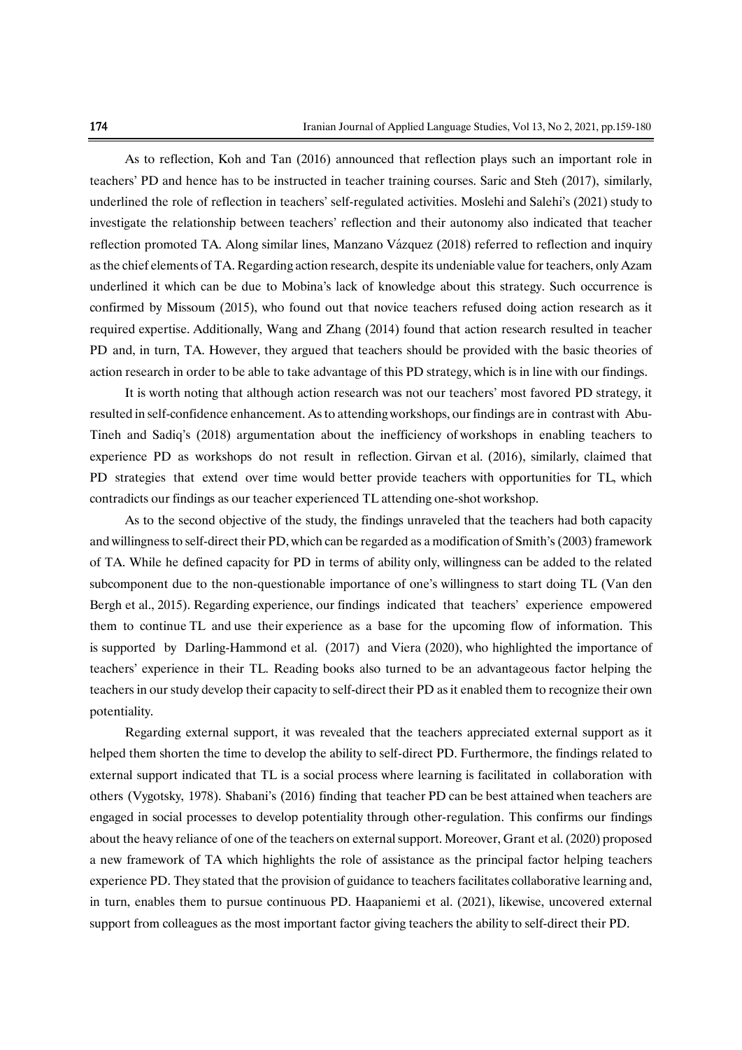As to reflection, Koh and Tan (2016) announced that reflection plays such an important role in teachers' PD and hence has to be instructed in teacher training courses. Saric and Steh (2017), similarly, underlined the role of reflection in teachers' self-regulated activities. Moslehi and Salehi's (2021) study to investigate the relationship between teachers' reflection and their autonomy also indicated that teacher reflection promoted TA. Along similar lines, Manzano Vázquez (2018) referred to reflection and inquiry as the chief elements of TA. Regarding action research, despite its undeniable value for teachers, only Azam underlined it which can be due to Mobina's lack of knowledge about this strategy. Such occurrence is confirmed by Missoum (2015), who found out that novice teachers refused doing action research as it required expertise. Additionally, Wang and Zhang (2014) found that action research resulted in teacher PD and, in turn, TA. However, they argued that teachers should be provided with the basic theories of action research in order to be able to take advantage of this PD strategy, which is in line with our findings.

It is worth noting that although action research was not our teachers' most favored PD strategy, it resulted in self-confidence enhancement. As to attending workshops, our findings are in contrast with Abu-Tineh and Sadiq's (2018) argumentation about the inefficiency of workshops in enabling teachers to experience PD as workshops do not result in reflection. Girvan et al. (2016), similarly, claimed that PD strategies that extend over time would better provide teachers with opportunities for TL, which contradicts our findings as our teacher experienced TL attending one-shot workshop.

As to the second objective of the study, the findings unraveled that the teachers had both capacity and willingness to self-direct their PD, which can be regarded as a modification of Smith's (2003) framework of TA. While he defined capacity for PD in terms of ability only, willingness can be added to the related subcomponent due to the non-questionable importance of one's willingness to start doing TL (Van den Bergh et al., 2015). Regarding experience, our findings indicated that teachers' experience empowered them to continue TL and use their experience as a base for the upcoming flow of information. This is supported by Darling-Hammond et al. (2017) and Viera (2020), who highlighted the importance of teachers' experience in their TL. Reading books also turned to be an advantageous factor helping the teachers in our study develop their capacity to self-direct their PD as it enabled them to recognize their own potentiality.

Regarding external support, it was revealed that the teachers appreciated external support as it helped them shorten the time to develop the ability to self-direct PD. Furthermore, the findings related to external support indicated that TL is a social process where learning is facilitated in collaboration with others (Vygotsky, 1978). Shabani's (2016) finding that teacher PD can be best attained when teachers are engaged in social processes to develop potentiality through other-regulation. This confirms our findings about the heavy reliance of one of the teachers on external support. Moreover, Grant et al. (2020) proposed a new framework of TA which highlights the role of assistance as the principal factor helping teachers experience PD. They stated that the provision of guidance to teachers facilitates collaborative learning and, in turn, enables them to pursue continuous PD. Haapaniemi et al. (2021), likewise, uncovered external support from colleagues as the most important factor giving teachers the ability to self-direct their PD.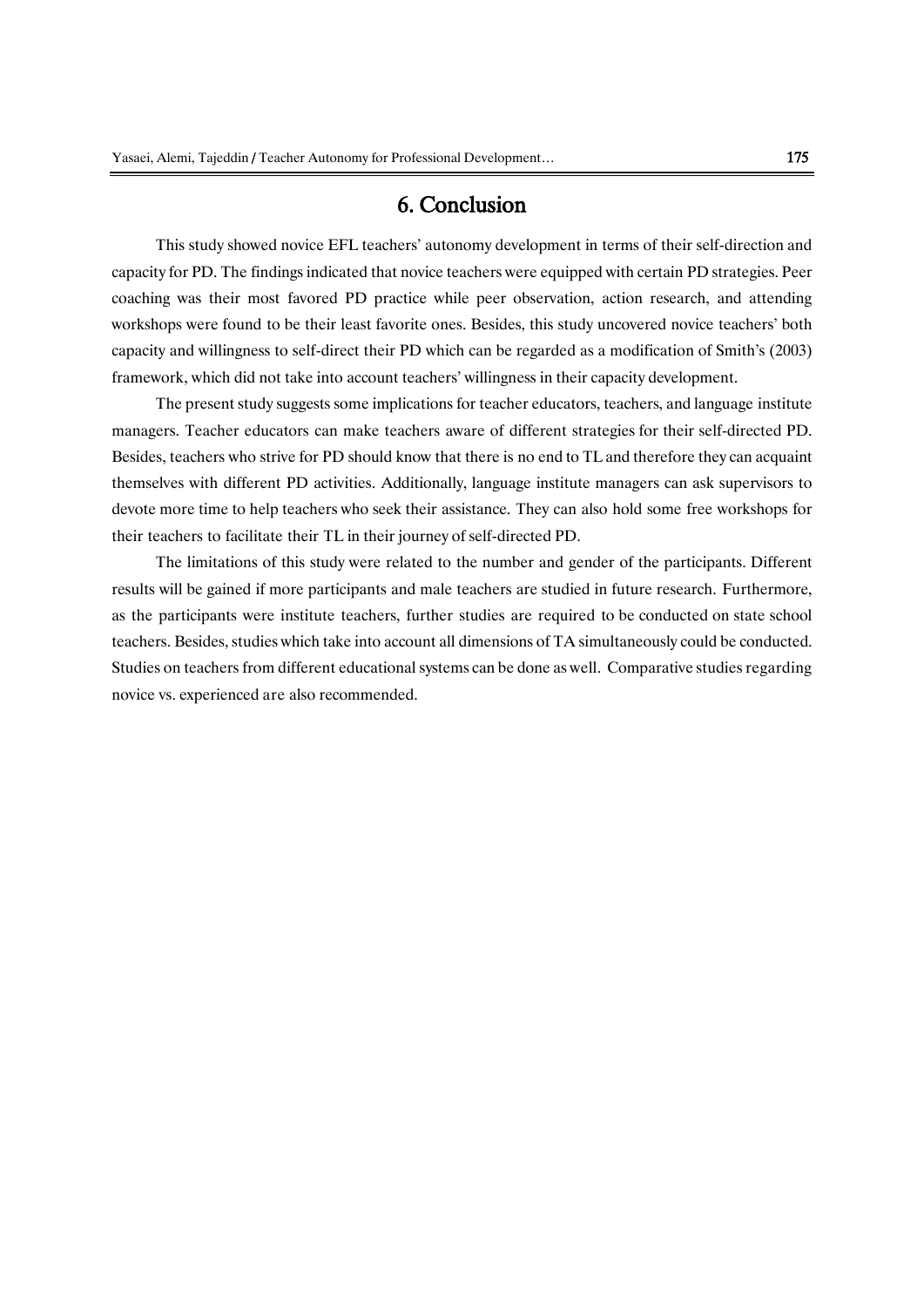## 6. Conclusion

This study showed novice EFL teachers' autonomy development in terms of their self-direction and capacity for PD. The findings indicated that novice teachers were equipped with certain PD strategies. Peer coaching was their most favored PD practice while peer observation, action research, and attending workshops were found to be their least favorite ones. Besides, this study uncovered novice teachers' both capacity and willingness to self-direct their PD which can be regarded as a modification of Smith's (2003) framework, which did not take into account teachers' willingness in their capacity development.

The present study suggests some implications for teacher educators, teachers, and language institute managers. Teacher educators can make teachers aware of different strategies for their self-directed PD. Besides, teachers who strive for PD should know that there is no end to TL and therefore they can acquaint themselves with different PD activities. Additionally, language institute managers can ask supervisors to devote more time to help teachers who seek their assistance. They can also hold some free workshops for their teachers to facilitate their TL in their journey of self-directed PD.

The limitations of this study were related to the number and gender of the participants. Different results will be gained if more participants and male teachers are studied in future research. Furthermore, as the participants were institute teachers, further studies are required to be conducted on state school teachers. Besides, studies which take into account all dimensions of TA simultaneously could be conducted. Studies on teachers from different educational systems can be done as well. Comparative studies regarding novice vs. experienced are also recommended.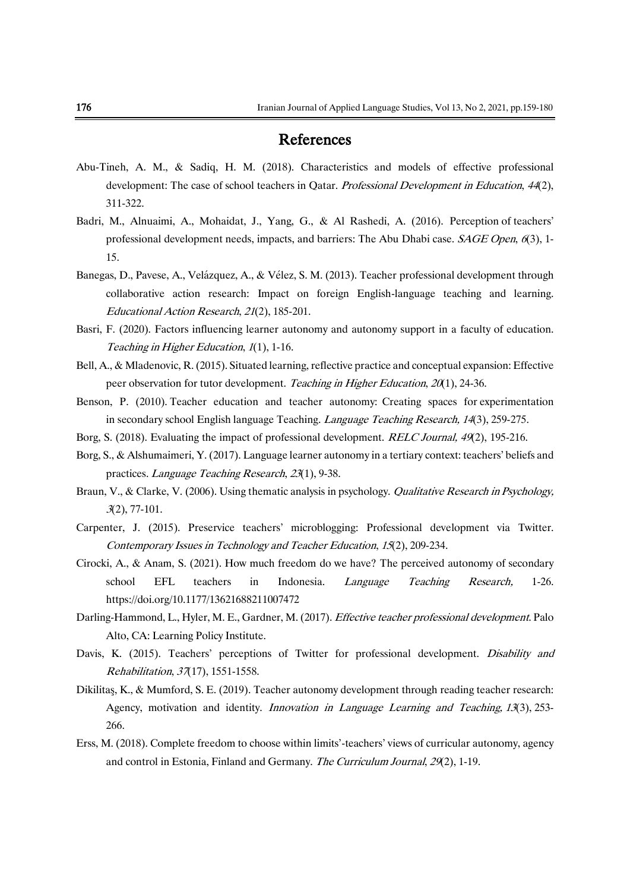## References

Abu-Tineh, A. M., & Sadiq, H. M. (2018). Characteristics and models of effective professional development: The case of school teachers in Qatar. *Professional Development in Education*, *44*(2), 311-322.

Badri, M., Alnuaimi, A., Mohaidat, J., Yang, G., & Al Rashedi, A. (2016). Perception of teachers' professional development needs, impacts, and barriers: The Abu Dhabi case. *SAGE Open*, *6*(3), 1-15.

Banegas, D., Pavese, A., Velázquez, A., & Vélez, S. M. (2013). Teacher professional development through collaborative action research: Impact on foreign English-language teaching and learning. *Educational Action Research*, *21*(2), 185-201.

Basri, F. (2020). Factors influencing learner autonomy and autonomy support in a faculty of education. *Teaching in Higher Education*, *1*(1), 1-16.

Bell, A., & Mladenovic, R. (2015). Situated learning, reflective practice and conceptual expansion: Effective peer observation for tutor development. *Teaching in Higher Education*, *20*(1), 24-36.

Benson, P. (2010). Teacher education and teacher autonomy: Creating spaces for experimentation in secondary school English language Teaching. *Language Teaching Research, 14*(3), 259-275.

Borg, S. (2018). Evaluating the impact of professional development. *RELC Journal, 49*(2), 195-216.

Borg, S., & Alshumaimeri, Y. (2017). Language learner autonomy in a tertiary context: teachers' beliefs and practices. *Language Teaching Research*, *23*(1), 9-38.

Braun, V., & Clarke, V. (2006). Using thematic analysis in psychology. *Qualitative Research in Psychology, 3*(2), 77-101.

Carpenter, J. (2015). Preservice teachers' microblogging: Professional development via Twitter. *Contemporary Issues in Technology and Teacher Education*, *15*(2), 209-234.

Cirocki, A., & Anam, S. (2021). How much freedom do we have? The perceived autonomy of secondary school EFL teachers in Indonesia. *Language Teaching Research,* 1-26. https://doi.org/10.1177/13621688211007472

Darling-Hammond, L., Hyler, M. E., Gardner, M. (2017). *Effective teacher professional development*. Palo Alto, CA: Learning Policy Institute.

Davis, K. (2015). Teachers' perceptions of Twitter for professional development. *Disability and Rehabilitation*, *37*(17), 1551-1558.

Dikilitaş, K., & Mumford, S. E. (2019). Teacher autonomy development through reading teacher research: Agency, motivation and identity. *Innovation in Language Learning and Teaching, 13*(3), 253-266.

Erss, M. (2018). Complete freedom to choose within limits'-teachers' views of curricular autonomy, agency and control in Estonia, Finland and Germany. *The Curriculum Journal*, *29*(2), 1-19.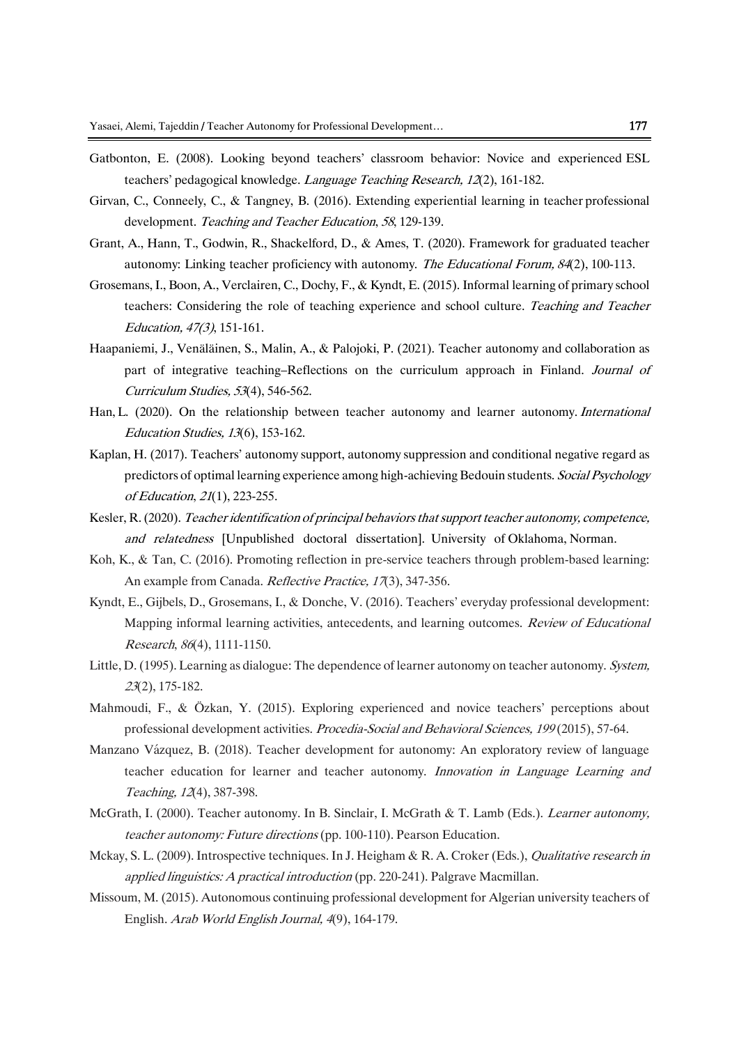Gatbonton, E. (2008). Looking beyond teachers' classroom behavior: Novice and experienced ESL teachers' pedagogical knowledge. *Language Teaching Research, 12*(2), 161-182.

Girvan, C., Conneely, C., & Tangney, B. (2016). Extending experiential learning in teacher professional development. *Teaching and Teacher Education*, *58*, 129-139.

Grant, A., Hann, T., Godwin, R., Shackelford, D., & Ames, T. (2020). Framework for graduated teacher autonomy: Linking teacher proficiency with autonomy. *The Educational Forum, 84*(2), 100-113.

Grosemans, I., Boon, A., Verclairen, C., Dochy, F., & Kyndt, E. (2015). Informal learning of primary school teachers: Considering the role of teaching experience and school culture. *Teaching and Teacher Education, 47(3)*, 151-161.

Haapaniemi, J., Venäläinen, S., Malin, A., & Palojoki, P. (2021). Teacher autonomy and collaboration as part of integrative teaching–Reflections on the curriculum approach in Finland. *Journal of Curriculum Studies, 53*(4), 546-562.

Han, L. (2020). On the relationship between teacher autonomy and learner autonomy. *International Education Studies, 13*(6), 153-162.

Kaplan, H. (2017). Teachers' autonomy support, autonomy suppression and conditional negative regard as predictors of optimal learning experience among high-achieving Bedouin students. *Social Psychology of Education*, *21*(1), 223-255.

Kesler, R. (2020). *Teacher identification of principal behaviors that support teacher autonomy, competence, and relatedness* [Unpublished doctoral dissertation]. University of Oklahoma, Norman.

Koh, K., & Tan, C. (2016). Promoting reflection in pre-service teachers through problem-based learning: An example from Canada. *Reflective Practice, 17*(3), 347-356.

Kyndt, E., Gijbels, D., Grosemans, I., & Donche, V. (2016). Teachers' everyday professional development: Mapping informal learning activities, antecedents, and learning outcomes. *Review of Educational Research*, *86*(4), 1111-1150.

Little, D. (1995). Learning as dialogue: The dependence of learner autonomy on teacher autonomy. *System, 23*(2), 175-182.

Mahmoudi, F., & Özkan, Y. (2015). Exploring experienced and novice teachers' perceptions about professional development activities. *Procedia-Social and Behavioral Sciences, 199* (2015), 57-64.

Manzano Vázquez, B. (2018). Teacher development for autonomy: An exploratory review of language teacher education for learner and teacher autonomy. *Innovation in Language Learning and Teaching, 12*(4), 387-398.

McGrath, I. (2000). Teacher autonomy. In B. Sinclair, I. McGrath & T. Lamb (Eds.). *Learner autonomy, teacher autonomy: Future directions* (pp. 100-110). Pearson Education.

Mckay, S. L. (2009). Introspective techniques. In J. Heigham & R. A. Croker (Eds.), *Qualitative research in applied linguistics: A practical introduction* (pp. 220-241). Palgrave Macmillan.

Missoum, M. (2015). Autonomous continuing professional development for Algerian university teachers of English. *Arab World English Journal, 4*(9), 164-179.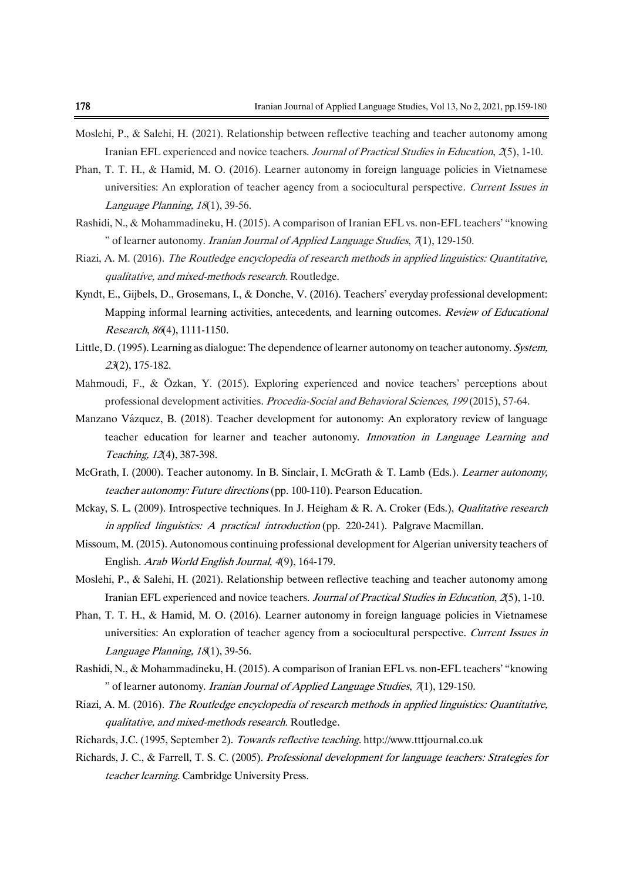Moslehi, P., & Salehi, H. (2021). Relationship between reflective teaching and teacher autonomy among Iranian EFL experienced and novice teachers. *Journal of Practical Studies in Education*, *2*(5), 1-10.

Phan, T. T. H., & Hamid, M. O. (2016). Learner autonomy in foreign language policies in Vietnamese universities: An exploration of teacher agency from a sociocultural perspective. *Current Issues in Language Planning, 18*(1), 39-56.

Rashidi, N., & Mohammadineku, H. (2015). A comparison of Iranian EFL vs. non-EFL teachers' "knowing " of learner autonomy. *Iranian Journal of Applied Language Studies*, *7*(1), 129-150.

Riazi, A. M. (2016). *The Routledge encyclopedia of research methods in applied linguistics: Quantitative, qualitative, and mixed-methods research*. Routledge.

Kyndt, E., Gijbels, D., Grosemans, I., & Donche, V. (2016). Teachers' everyday professional development: Mapping informal learning activities, antecedents, and learning outcomes. *Review of Educational Research*, *86*(4), 1111-1150.

Little, D. (1995). Learning as dialogue: The dependence of learner autonomy on teacher autonomy. *System, 23*(2), 175-182.

Mahmoudi, F., & Özkan, Y. (2015). Exploring experienced and novice teachers' perceptions about professional development activities. *Procedia-Social and Behavioral Sciences, 199* (2015), 57-64.

Manzano Vázquez, B. (2018). Teacher development for autonomy: An exploratory review of language teacher education for learner and teacher autonomy. *Innovation in Language Learning and Teaching, 12*(4), 387-398.

McGrath, I. (2000). Teacher autonomy. In B. Sinclair, I. McGrath & T. Lamb (Eds.). *Learner autonomy, teacher autonomy: Future directions* (pp. 100-110). Pearson Education.

Mckay, S. L. (2009). Introspective techniques. In J. Heigham & R. A. Croker (Eds.), *Qualitative research in applied linguistics: A practical introduction* (pp. 220-241). Palgrave Macmillan.

Missoum, M. (2015). Autonomous continuing professional development for Algerian university teachers of English. *Arab World English Journal, 4*(9), 164-179.

Moslehi, P., & Salehi, H. (2021). Relationship between reflective teaching and teacher autonomy among Iranian EFL experienced and novice teachers. *Journal of Practical Studies in Education*, *2*(5), 1-10.

Phan, T. T. H., & Hamid, M. O. (2016). Learner autonomy in foreign language policies in Vietnamese universities: An exploration of teacher agency from a sociocultural perspective. *Current Issues in Language Planning, 18*(1), 39-56.

Rashidi, N., & Mohammadineku, H. (2015). A comparison of Iranian EFL vs. non-EFL teachers' "knowing " of learner autonomy. *Iranian Journal of Applied Language Studies*, *7*(1), 129-150.

Riazi, A. M. (2016). *The Routledge encyclopedia of research methods in applied linguistics: Quantitative, qualitative, and mixed-methods research*. Routledge.

Richards, J.C. (1995, September 2). *Towards reflective teaching*. http://www.tttjournal.co.uk

Richards, J. C., & Farrell, T. S. C. (2005). *Professional development for language teachers: Strategies for teacher learning*. Cambridge University Press.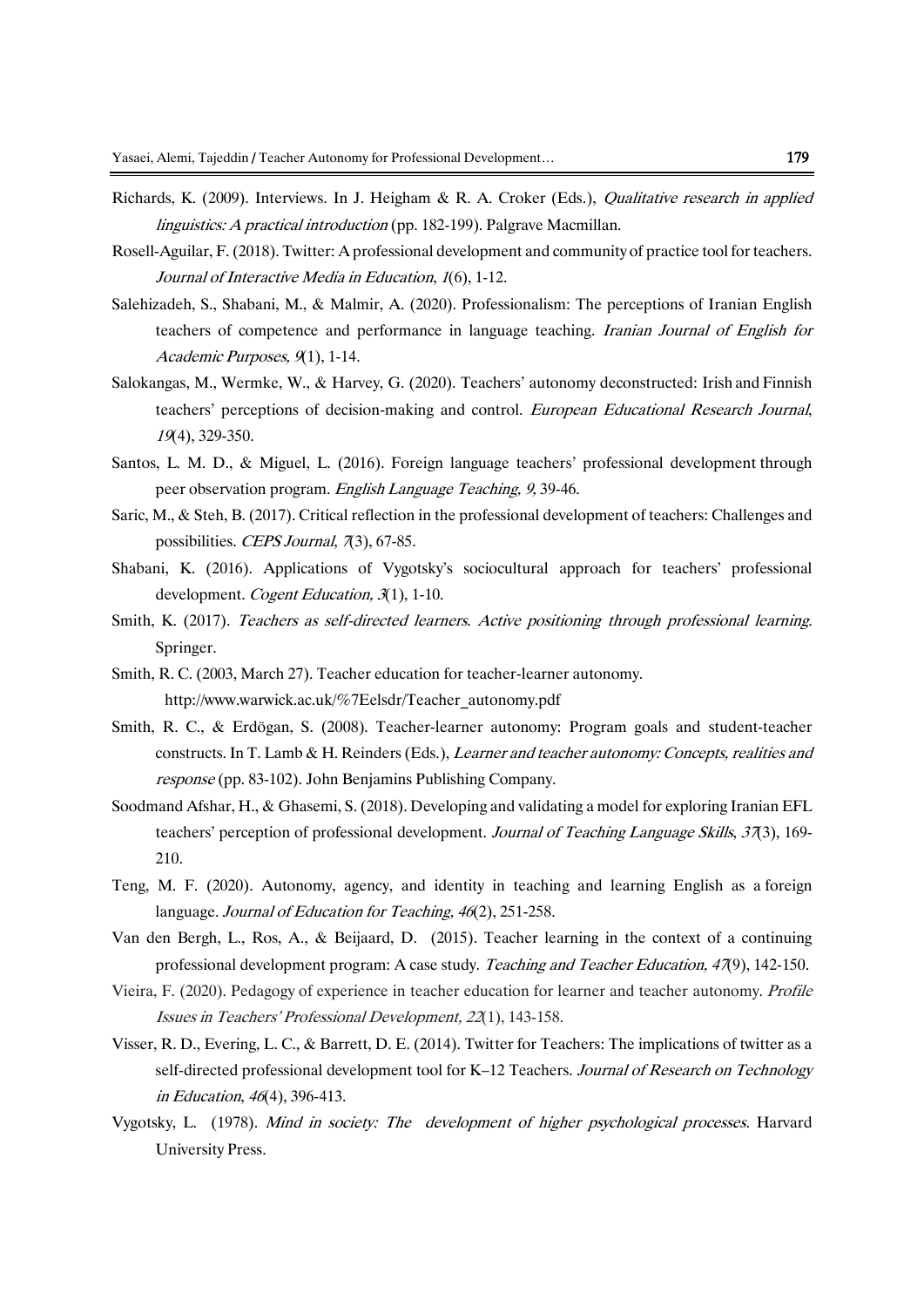Richards, K. (2009). Interviews. In J. Heigham & R. A. Croker (Eds.), *Qualitative research in applied linguistics: A practical introduction* (pp. 182-199). Palgrave Macmillan.

Rosell-Aguilar, F. (2018). Twitter: A professional development and community of practice tool for teachers. *Journal of Interactive Media in Education*, *1*(6), 1-12.

Salehizadeh, S., Shabani, M., & Malmir, A. (2020). Professionalism: The perceptions of Iranian English teachers of competence and performance in language teaching. *Iranian Journal of English for Academic Purposes, 9*(1), 1-14.

Salokangas, M., Wermke, W., & Harvey, G. (2020). Teachers' autonomy deconstructed: Irish and Finnish teachers' perceptions of decision-making and control. *European Educational Research Journal*, *19*(4), 329-350.

Santos, L. M. D., & Miguel, L. (2016). Foreign language teachers' professional development through peer observation program. *English Language Teaching, 9,* 39-46.

Saric, M., & Steh, B. (2017). Critical reflection in the professional development of teachers: Challenges and possibilities. *CEPS Journal*, *7*(3), 67-85.

Shabani, K. (2016). Applications of Vygotsky's sociocultural approach for teachers' professional development. *Cogent Education, 3*(1), 1-10.

Smith, K. (2017). *Teachers as self-directed learners. Active positioning through professional learning.* Springer.

Smith, R. C. (2003, March 27). Teacher education for teacher-learner autonomy. http://www.warwick.ac.uk/%7Eelsdr/Teacher_autonomy.pdf

Smith, R. C., & Erdögan, S. (2008). Teacher-learner autonomy: Program goals and student-teacher constructs. In T. Lamb & H. Reinders (Eds.), *Learner and teacher autonomy: Concepts, realities and response* (pp. 83-102). John Benjamins Publishing Company.

Soodmand Afshar, H., & Ghasemi, S. (2018). Developing and validating a model for exploring Iranian EFL teachers' perception of professional development. *Journal of Teaching Language Skills*, *37*(3), 169-210.

Teng, M. F. (2020). Autonomy, agency, and identity in teaching and learning English as a foreign language. *Journal of Education for Teaching, 46*(2), 251-258.

Van den Bergh, L., Ros, A., & Beijaard, D. (2015). Teacher learning in the context of a continuing professional development program: A case study. *Teaching and Teacher Education, 47*(9), 142-150.

Vieira, F. (2020). Pedagogy of experience in teacher education for learner and teacher autonomy. *Profile Issues in Teachers' Professional Development, 22*(1), 143-158.

Visser, R. D., Evering, L. C., & Barrett, D. E. (2014). Twitter for Teachers: The implications of twitter as a self-directed professional development tool for K–12 Teachers. *Journal of Research on Technology in Education*, *46*(4), 396-413.

Vygotsky, L. (1978). *Mind in society: The development of higher psychological processes.* Harvard University Press.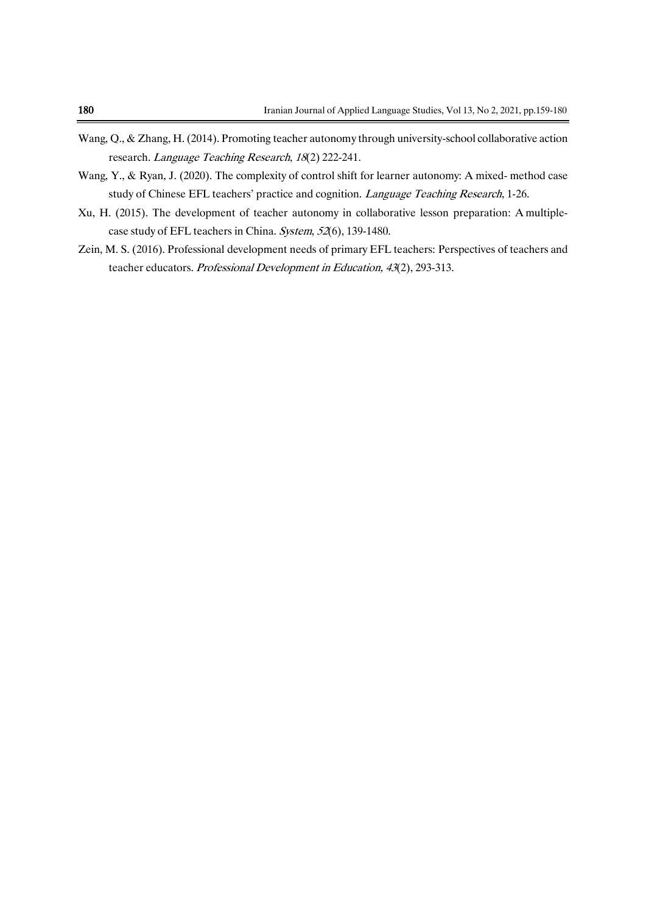Wang, Q., & Zhang, H. (2014). Promoting teacher autonomy through university-school collaborative action research. *Language Teaching Research*, *18*(2) 222-241.

Wang, Y., & Ryan, J. (2020). The complexity of control shift for learner autonomy: A mixed- method case study of Chinese EFL teachers' practice and cognition. *Language Teaching Research*, 1-26.

Xu, H. (2015). The development of teacher autonomy in collaborative lesson preparation: A multiple-case study of EFL teachers in China. *System*, *52*(6), 139-1480.

Zein, M. S. (2016). Professional development needs of primary EFL teachers: Perspectives of teachers and teacher educators. *Professional Development in Education, 43*(2), 293-313.